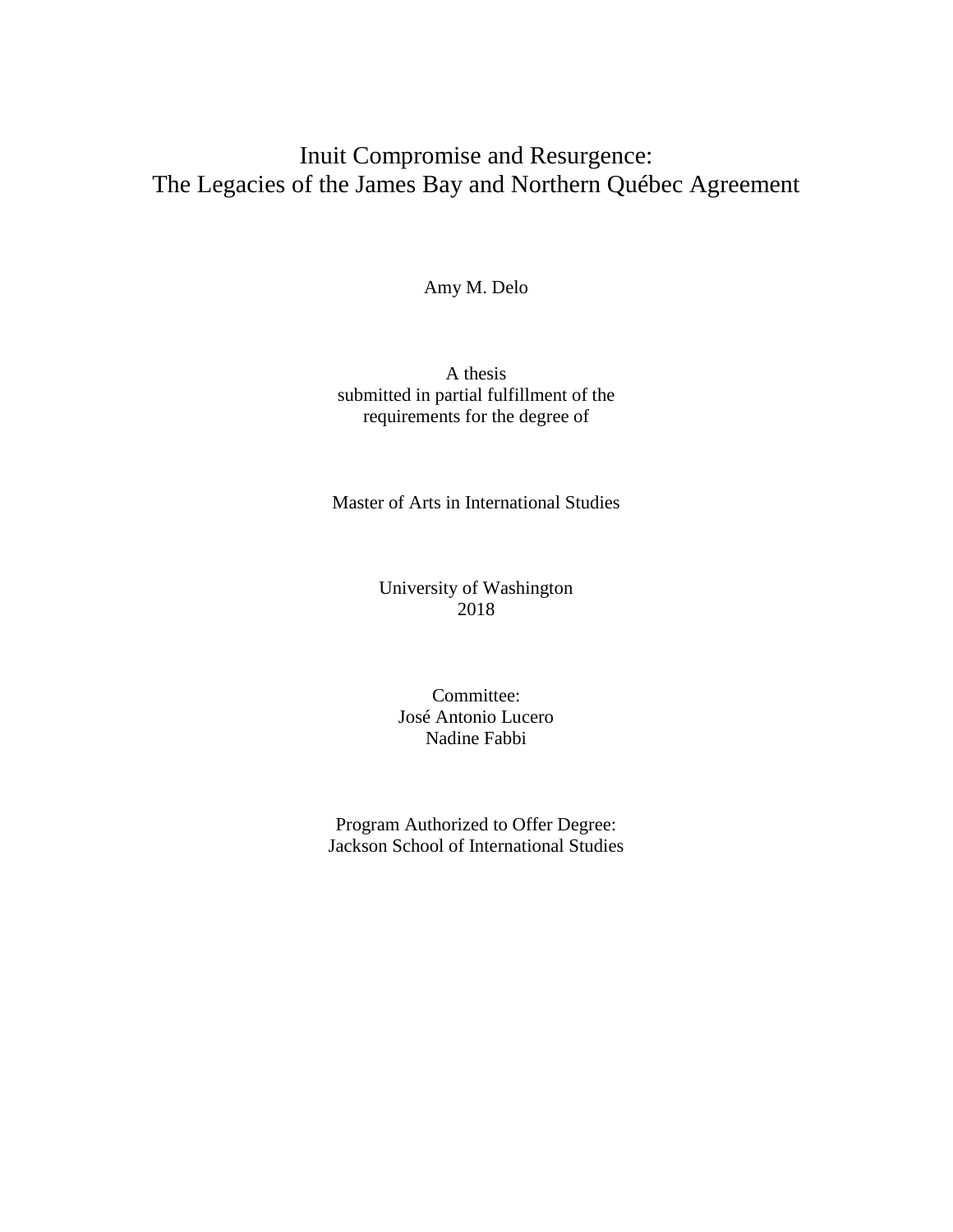# Inuit Compromise and Resurgence: The Legacies of the James Bay and Northern Québec Agreement

Amy M. Delo

A thesis
submitted in partial fulfillment of the
requirements for the degree of

Master of Arts in International Studies

University of Washington
2018

Committee:
José Antonio Lucero
Nadine Fabbi

Program Authorized to Offer Degree:
Jackson School of International Studies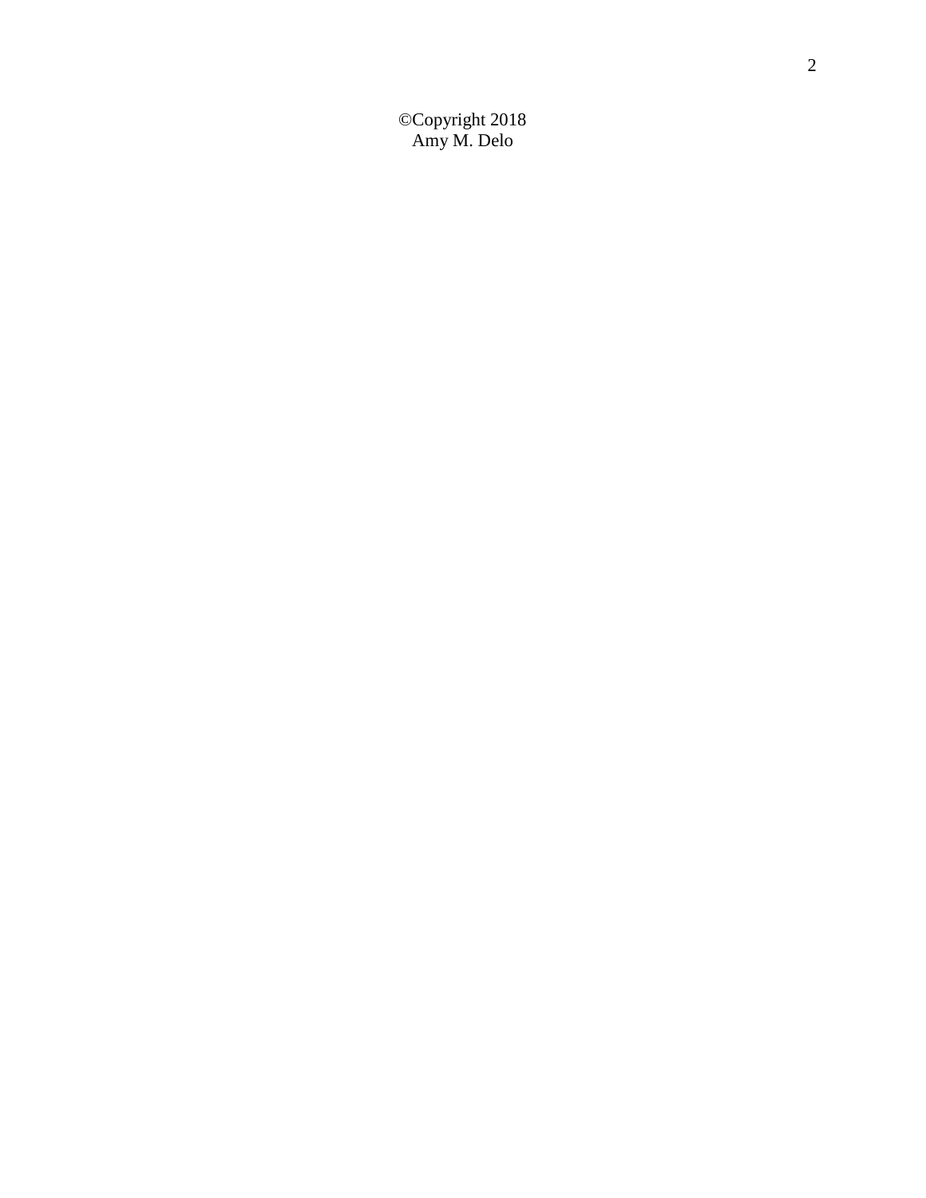©Copyright 2018
Amy M. Delo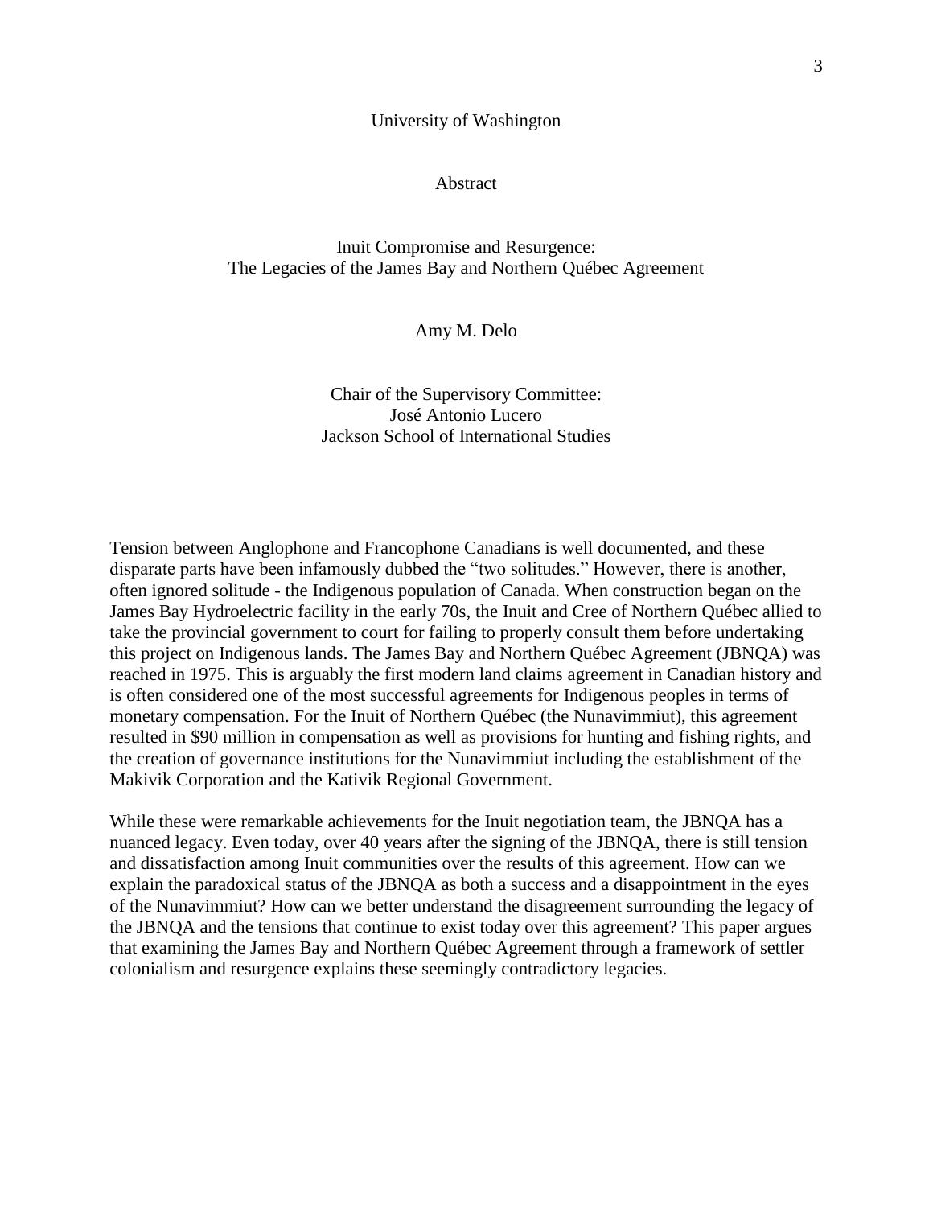University of Washington

Abstract

Inuit Compromise and Resurgence:
The Legacies of the James Bay and Northern Québec Agreement

Amy M. Delo

Chair of the Supervisory Committee:
José Antonio Lucero
Jackson School of International Studies

Tension between Anglophone and Francophone Canadians is well documented, and these disparate parts have been infamously dubbed the “two solitudes.” However, there is another, often ignored solitude - the Indigenous population of Canada. When construction began on the James Bay Hydroelectric facility in the early 70s, the Inuit and Cree of Northern Québec allied to take the provincial government to court for failing to properly consult them before undertaking this project on Indigenous lands. The James Bay and Northern Québec Agreement (JBNQA) was reached in 1975. This is arguably the first modern land claims agreement in Canadian history and is often considered one of the most successful agreements for Indigenous peoples in terms of monetary compensation. For the Inuit of Northern Québec (the Nunavimmiut), this agreement resulted in $90 million in compensation as well as provisions for hunting and fishing rights, and the creation of governance institutions for the Nunavimmiut including the establishment of the Makivik Corporation and the Kativik Regional Government.

While these were remarkable achievements for the Inuit negotiation team, the JBNQA has a nuanced legacy. Even today, over 40 years after the signing of the JBNQA, there is still tension and dissatisfaction among Inuit communities over the results of this agreement. How can we explain the paradoxical status of the JBNQA as both a success and a disappointment in the eyes of the Nunavimmiut? How can we better understand the disagreement surrounding the legacy of the JBNQA and the tensions that continue to exist today over this agreement? This paper argues that examining the James Bay and Northern Québec Agreement through a framework of settler colonialism and resurgence explains these seemingly contradictory legacies.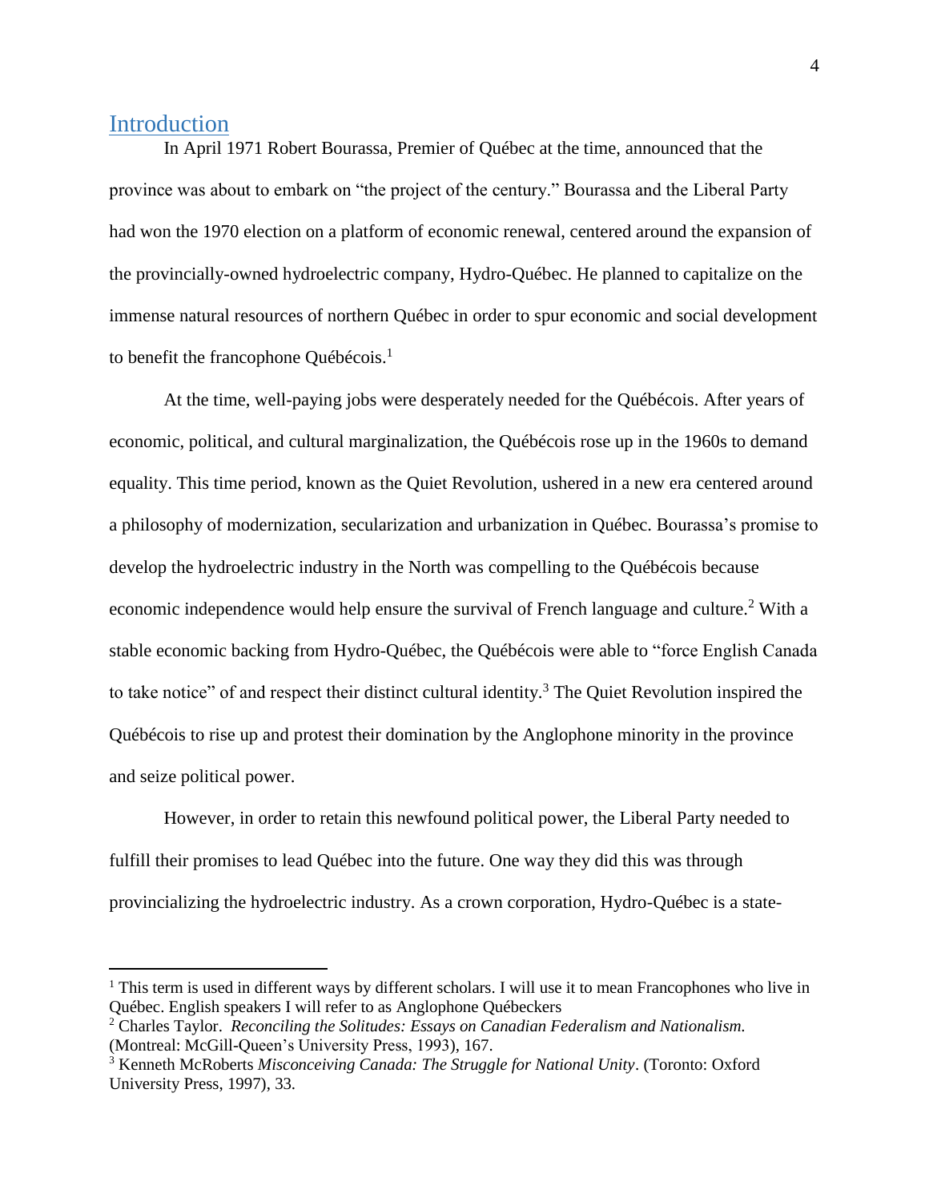## Introduction

In April 1971 Robert Bourassa, Premier of Québec at the time, announced that the province was about to embark on "the project of the century." Bourassa and the Liberal Party had won the 1970 election on a platform of economic renewal, centered around the expansion of the provincially-owned hydroelectric company, Hydro-Québec. He planned to capitalize on the immense natural resources of northern Québec in order to spur economic and social development to benefit the francophone Québécois.[1]

At the time, well-paying jobs were desperately needed for the Québécois. After years of economic, political, and cultural marginalization, the Québécois rose up in the 1960s to demand equality. This time period, known as the Quiet Revolution, ushered in a new era centered around a philosophy of modernization, secularization and urbanization in Québec. Bourassa's promise to develop the hydroelectric industry in the North was compelling to the Québécois because economic independence would help ensure the survival of French language and culture.[2] With a stable economic backing from Hydro-Québec, the Québécois were able to "force English Canada to take notice" of and respect their distinct cultural identity.[3] The Quiet Revolution inspired the Québécois to rise up and protest their domination by the Anglophone minority in the province and seize political power.

However, in order to retain this newfound political power, the Liberal Party needed to fulfill their promises to lead Québec into the future. One way they did this was through provincializing the hydroelectric industry. As a crown corporation, Hydro-Québec is a state-

---

[1] This term is used in different ways by different scholars. I will use it to mean Francophones who live in Québec. English speakers I will refer to as Anglophone Québeckers

[2] Charles Taylor. *Reconciling the Solitudes: Essays on Canadian Federalism and Nationalism.* (Montreal: McGill-Queen's University Press, 1993), 167.

[3] Kenneth McRoberts *Misconceiving Canada: The Struggle for National Unity*. (Toronto: Oxford University Press, 1997), 33.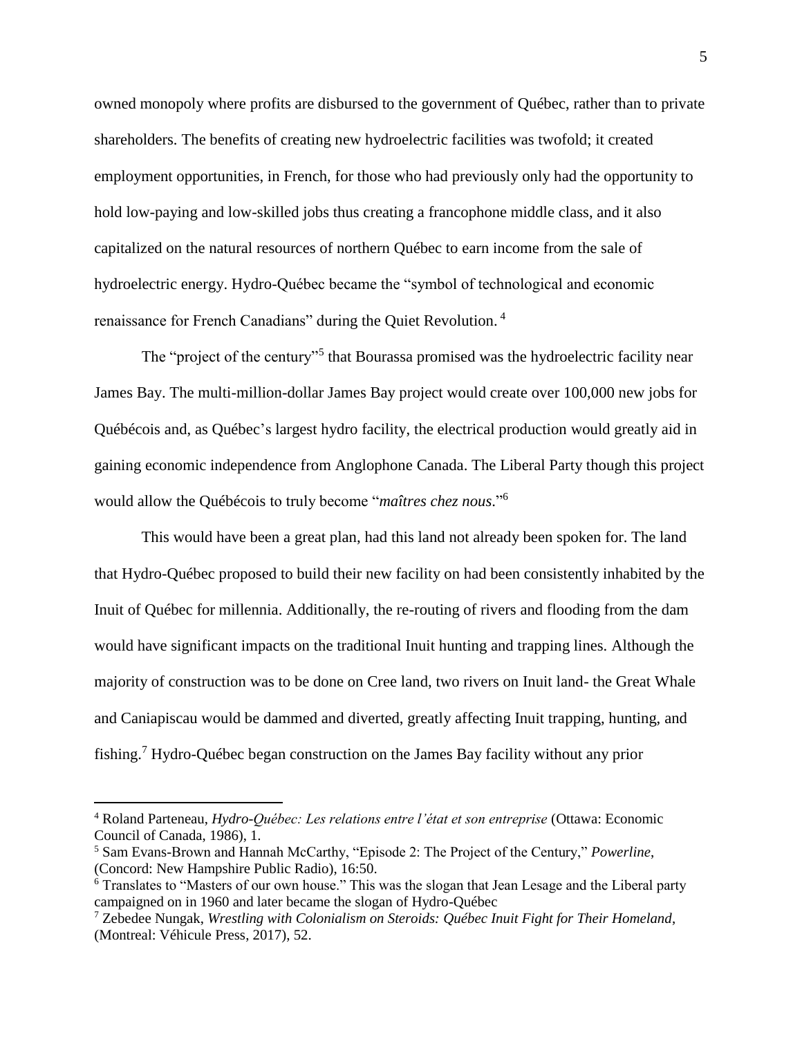owned monopoly where profits are disbursed to the government of Québec, rather than to private shareholders. The benefits of creating new hydroelectric facilities was twofold; it created employment opportunities, in French, for those who had previously only had the opportunity to hold low-paying and low-skilled jobs thus creating a francophone middle class, and it also capitalized on the natural resources of northern Québec to earn income from the sale of hydroelectric energy. Hydro-Québec became the "symbol of technological and economic renaissance for French Canadians" during the Quiet Revolution. [4]

The "project of the century"[5] that Bourassa promised was the hydroelectric facility near James Bay. The multi-million-dollar James Bay project would create over 100,000 new jobs for Québécois and, as Québec's largest hydro facility, the electrical production would greatly aid in gaining economic independence from Anglophone Canada. The Liberal Party though this project would allow the Québécois to truly become "*maîtres chez nous*."[6]

This would have been a great plan, had this land not already been spoken for. The land that Hydro-Québec proposed to build their new facility on had been consistently inhabited by the Inuit of Québec for millennia. Additionally, the re-routing of rivers and flooding from the dam would have significant impacts on the traditional Inuit hunting and trapping lines. Although the majority of construction was to be done on Cree land, two rivers on Inuit land- the Great Whale and Caniapiscau would be dammed and diverted, greatly affecting Inuit trapping, hunting, and fishing.[7] Hydro-Québec began construction on the James Bay facility without any prior

---

[4] Roland Parteneau, *Hydro-Québec: Les relations entre l'état et son entreprise* (Ottawa: Economic Council of Canada, 1986), 1.

[5] Sam Evans-Brown and Hannah McCarthy, "Episode 2: The Project of the Century," *Powerline*, (Concord: New Hampshire Public Radio), 16:50.

[6] Translates to "Masters of our own house." This was the slogan that Jean Lesage and the Liberal party campaigned on in 1960 and later became the slogan of Hydro-Québec

[7] Zebedee Nungak, *Wrestling with Colonialism on Steroids: Québec Inuit Fight for Their Homeland*, (Montreal: Véhicule Press, 2017), 52.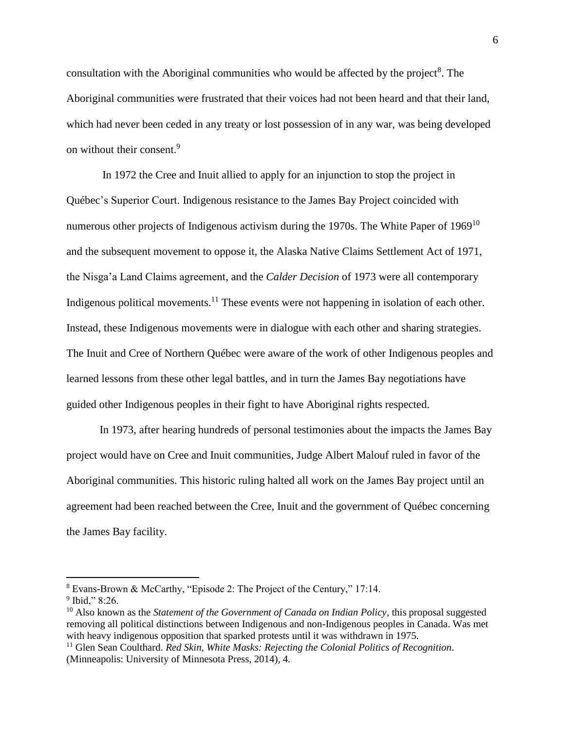consultation with the Aboriginal communities who would be affected by the project[8]. The Aboriginal communities were frustrated that their voices had not been heard and that their land, which had never been ceded in any treaty or lost possession of in any war, was being developed on without their consent.[9]

In 1972 the Cree and Inuit allied to apply for an injunction to stop the project in Québec's Superior Court. Indigenous resistance to the James Bay Project coincided with numerous other projects of Indigenous activism during the 1970s. The White Paper of 1969[10] and the subsequent movement to oppose it, the Alaska Native Claims Settlement Act of 1971, the Nisga'a Land Claims agreement, and the *Calder Decision* of 1973 were all contemporary Indigenous political movements.[11] These events were not happening in isolation of each other. Instead, these Indigenous movements were in dialogue with each other and sharing strategies. The Inuit and Cree of Northern Québec were aware of the work of other Indigenous peoples and learned lessons from these other legal battles, and in turn the James Bay negotiations have guided other Indigenous peoples in their fight to have Aboriginal rights respected.

In 1973, after hearing hundreds of personal testimonies about the impacts the James Bay project would have on Cree and Inuit communities, Judge Albert Malouf ruled in favor of the Aboriginal communities. This historic ruling halted all work on the James Bay project until an agreement had been reached between the Cree, Inuit and the government of Québec concerning the James Bay facility.

---

[8] Evans-Brown & McCarthy, "Episode 2: The Project of the Century," 17:14.

[9] Ibid," 8:26.

[10] Also known as the *Statement of the Government of Canada on Indian Policy*, this proposal suggested removing all political distinctions between Indigenous and non-Indigenous peoples in Canada. Was met with heavy indigenous opposition that sparked protests until it was withdrawn in 1975.

[11] Glen Sean Coulthard. *Red Skin, White Masks: Rejecting the Colonial Politics of Recognition*. (Minneapolis: University of Minnesota Press, 2014), 4.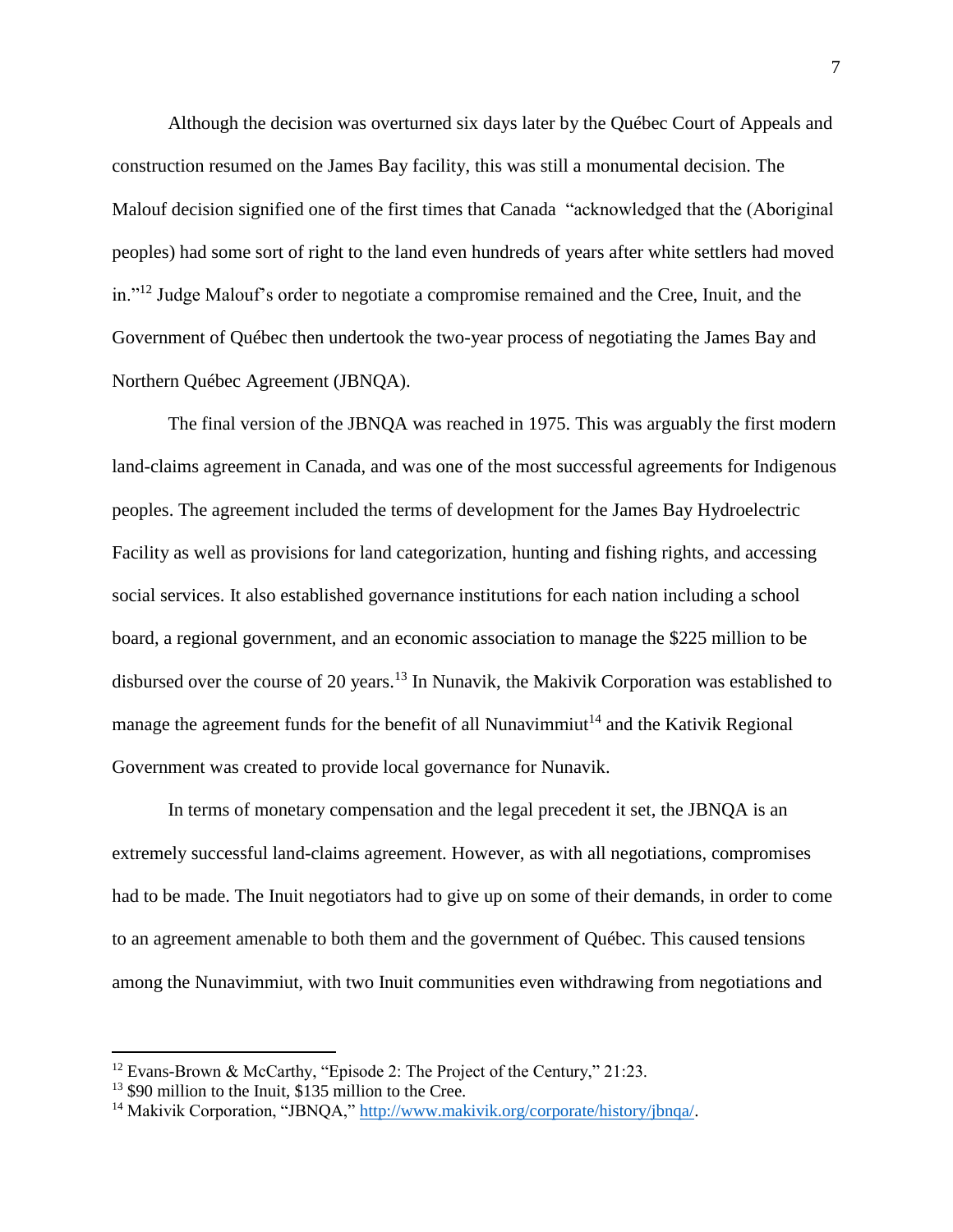Although the decision was overturned six days later by the Québec Court of Appeals and construction resumed on the James Bay facility, this was still a monumental decision. The Malouf decision signified one of the first times that Canada "acknowledged that the (Aboriginal peoples) had some sort of right to the land even hundreds of years after white settlers had moved in."[12] Judge Malouf's order to negotiate a compromise remained and the Cree, Inuit, and the Government of Québec then undertook the two-year process of negotiating the James Bay and Northern Québec Agreement (JBNQA).

The final version of the JBNQA was reached in 1975. This was arguably the first modern land-claims agreement in Canada, and was one of the most successful agreements for Indigenous peoples. The agreement included the terms of development for the James Bay Hydroelectric Facility as well as provisions for land categorization, hunting and fishing rights, and accessing social services. It also established governance institutions for each nation including a school board, a regional government, and an economic association to manage the $225 million to be disbursed over the course of 20 years.[13] In Nunavik, the Makivik Corporation was established to manage the agreement funds for the benefit of all Nunavimmiut[14] and the Kativik Regional Government was created to provide local governance for Nunavik.

In terms of monetary compensation and the legal precedent it set, the JBNQA is an extremely successful land-claims agreement. However, as with all negotiations, compromises had to be made. The Inuit negotiators had to give up on some of their demands, in order to come to an agreement amenable to both them and the government of Québec. This caused tensions among the Nunavimmiut, with two Inuit communities even withdrawing from negotiations and

---

[12] Evans-Brown & McCarthy, "Episode 2: The Project of the Century," 21:23.

[13] $90 million to the Inuit, $135 million to the Cree.

[14] Makivik Corporation, "JBNQA," http://www.makivik.org/corporate/history/jbnqa/.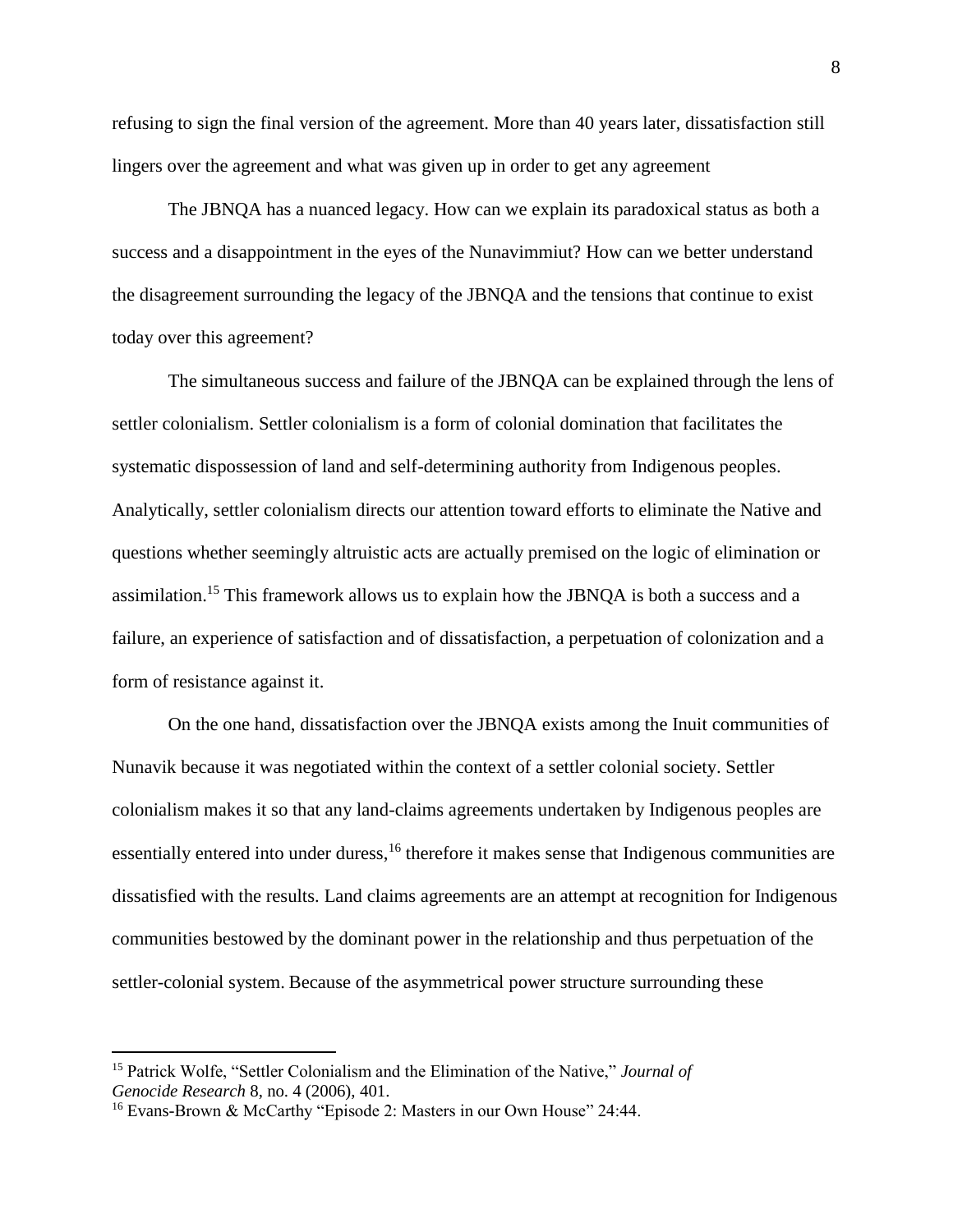refusing to sign the final version of the agreement. More than 40 years later, dissatisfaction still lingers over the agreement and what was given up in order to get any agreement

The JBNQA has a nuanced legacy. How can we explain its paradoxical status as both a success and a disappointment in the eyes of the Nunavimmiut? How can we better understand the disagreement surrounding the legacy of the JBNQA and the tensions that continue to exist today over this agreement?

The simultaneous success and failure of the JBNQA can be explained through the lens of settler colonialism. Settler colonialism is a form of colonial domination that facilitates the systematic dispossession of land and self-determining authority from Indigenous peoples. Analytically, settler colonialism directs our attention toward efforts to eliminate the Native and questions whether seemingly altruistic acts are actually premised on the logic of elimination or assimilation.[15] This framework allows us to explain how the JBNQA is both a success and a failure, an experience of satisfaction and of dissatisfaction, a perpetuation of colonization and a form of resistance against it.

On the one hand, dissatisfaction over the JBNQA exists among the Inuit communities of Nunavik because it was negotiated within the context of a settler colonial society. Settler colonialism makes it so that any land-claims agreements undertaken by Indigenous peoples are essentially entered into under duress,[16] therefore it makes sense that Indigenous communities are dissatisfied with the results. Land claims agreements are an attempt at recognition for Indigenous communities bestowed by the dominant power in the relationship and thus perpetuation of the settler-colonial system. Because of the asymmetrical power structure surrounding these

---

[15] Patrick Wolfe, "Settler Colonialism and the Elimination of the Native," *Journal of Genocide Research* 8, no. 4 (2006), 401.

[16] Evans-Brown & McCarthy "Episode 2: Masters in our Own House" 24:44.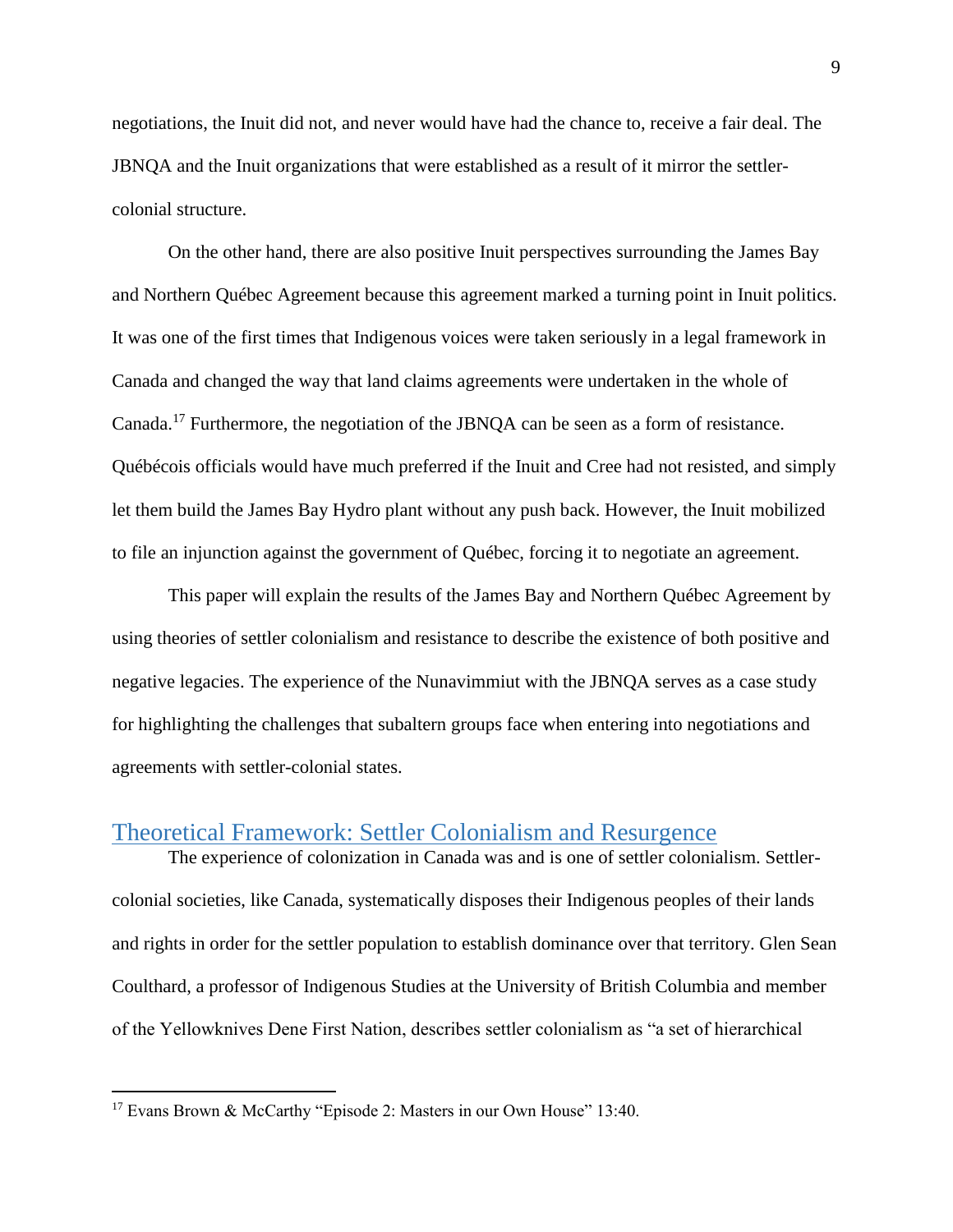negotiations, the Inuit did not, and never would have had the chance to, receive a fair deal. The JBNQA and the Inuit organizations that were established as a result of it mirror the settler-colonial structure.

On the other hand, there are also positive Inuit perspectives surrounding the James Bay and Northern Québec Agreement because this agreement marked a turning point in Inuit politics. It was one of the first times that Indigenous voices were taken seriously in a legal framework in Canada and changed the way that land claims agreements were undertaken in the whole of Canada.[17] Furthermore, the negotiation of the JBNQA can be seen as a form of resistance. Québécois officials would have much preferred if the Inuit and Cree had not resisted, and simply let them build the James Bay Hydro plant without any push back. However, the Inuit mobilized to file an injunction against the government of Québec, forcing it to negotiate an agreement.

This paper will explain the results of the James Bay and Northern Québec Agreement by using theories of settler colonialism and resistance to describe the existence of both positive and negative legacies. The experience of the Nunavimmiut with the JBNQA serves as a case study for highlighting the challenges that subaltern groups face when entering into negotiations and agreements with settler-colonial states.

## Theoretical Framework: Settler Colonialism and Resurgence

The experience of colonization in Canada was and is one of settler colonialism. Settler-colonial societies, like Canada, systematically disposes their Indigenous peoples of their lands and rights in order for the settler population to establish dominance over that territory. Glen Sean Coulthard, a professor of Indigenous Studies at the University of British Columbia and member of the Yellowknives Dene First Nation, describes settler colonialism as "a set of hierarchical

---

[17] Evans Brown & McCarthy "Episode 2: Masters in our Own House" 13:40.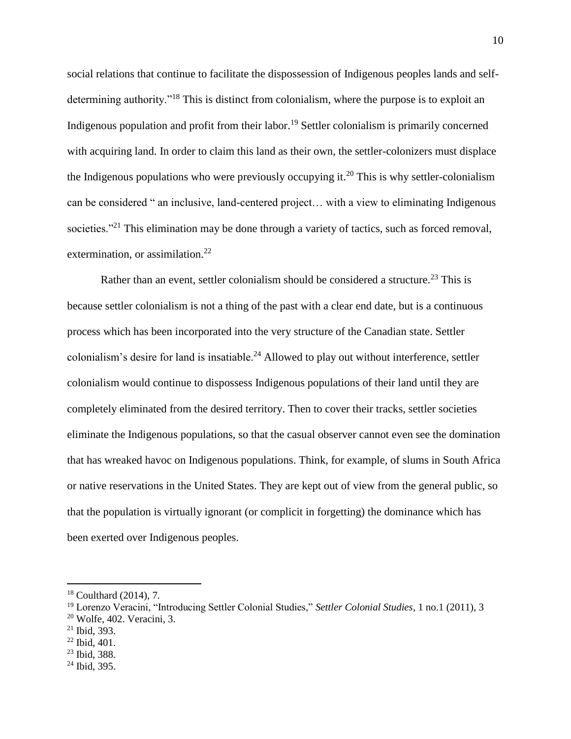social relations that continue to facilitate the dispossession of Indigenous peoples lands and self-determining authority."[18] This is distinct from colonialism, where the purpose is to exploit an Indigenous population and profit from their labor.[19] Settler colonialism is primarily concerned with acquiring land. In order to claim this land as their own, the settler-colonizers must displace the Indigenous populations who were previously occupying it.[20] This is why settler-colonialism can be considered " an inclusive, land-centered project… with a view to eliminating Indigenous societies."[21] This elimination may be done through a variety of tactics, such as forced removal, extermination, or assimilation.[22]

Rather than an event, settler colonialism should be considered a structure.[23] This is because settler colonialism is not a thing of the past with a clear end date, but is a continuous process which has been incorporated into the very structure of the Canadian state. Settler colonialism's desire for land is insatiable.[24] Allowed to play out without interference, settler colonialism would continue to dispossess Indigenous populations of their land until they are completely eliminated from the desired territory. Then to cover their tracks, settler societies eliminate the Indigenous populations, so that the casual observer cannot even see the domination that has wreaked havoc on Indigenous populations. Think, for example, of slums in South Africa or native reservations in the United States. They are kept out of view from the general public, so that the population is virtually ignorant (or complicit in forgetting) the dominance which has been exerted over Indigenous peoples.

---

[18] Coulthard (2014), 7.

[19] Lorenzo Veracini, "Introducing Settler Colonial Studies," *Settler Colonial Studies*, 1 no.1 (2011), 3

[20] Wolfe, 402. Veracini, 3.

[21] Ibid, 393.

[22] Ibid, 401.

[23] Ibid, 388.

[24] Ibid, 395.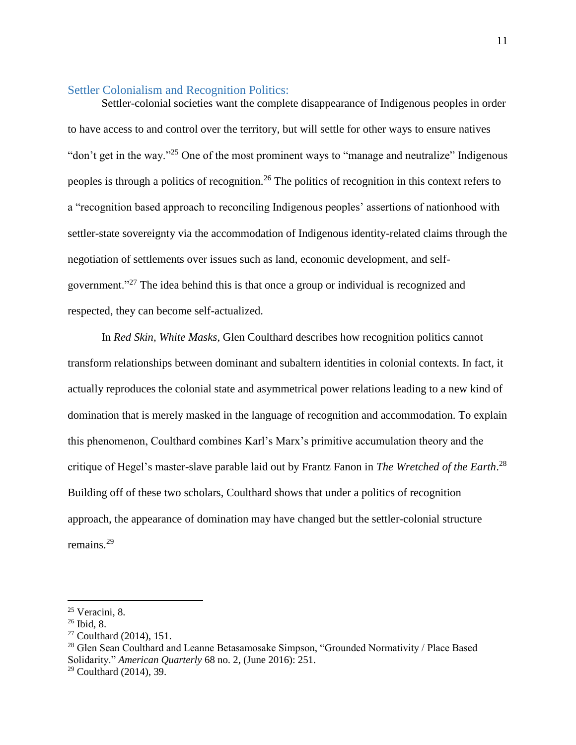## Settler Colonialism and Recognition Politics:

Settler-colonial societies want the complete disappearance of Indigenous peoples in order to have access to and control over the territory, but will settle for other ways to ensure natives "don't get in the way."[25] One of the most prominent ways to "manage and neutralize" Indigenous peoples is through a politics of recognition.[26] The politics of recognition in this context refers to a "recognition based approach to reconciling Indigenous peoples' assertions of nationhood with settler-state sovereignty via the accommodation of Indigenous identity-related claims through the negotiation of settlements over issues such as land, economic development, and self-government."[27] The idea behind this is that once a group or individual is recognized and respected, they can become self-actualized.

In *Red Skin, White Masks*, Glen Coulthard describes how recognition politics cannot transform relationships between dominant and subaltern identities in colonial contexts. In fact, it actually reproduces the colonial state and asymmetrical power relations leading to a new kind of domination that is merely masked in the language of recognition and accommodation. To explain this phenomenon, Coulthard combines Karl's Marx's primitive accumulation theory and the critique of Hegel's master-slave parable laid out by Frantz Fanon in *The Wretched of the Earth*.[28] Building off of these two scholars, Coulthard shows that under a politics of recognition approach, the appearance of domination may have changed but the settler-colonial structure remains.[29]

---

[25] Veracini, 8.
[26] Ibid, 8.
[27] Coulthard (2014), 151.
[28] Glen Sean Coulthard and Leanne Betasamosake Simpson, "Grounded Normativity / Place Based Solidarity." *American Quarterly* 68 no. 2, (June 2016): 251.
[29] Coulthard (2014), 39.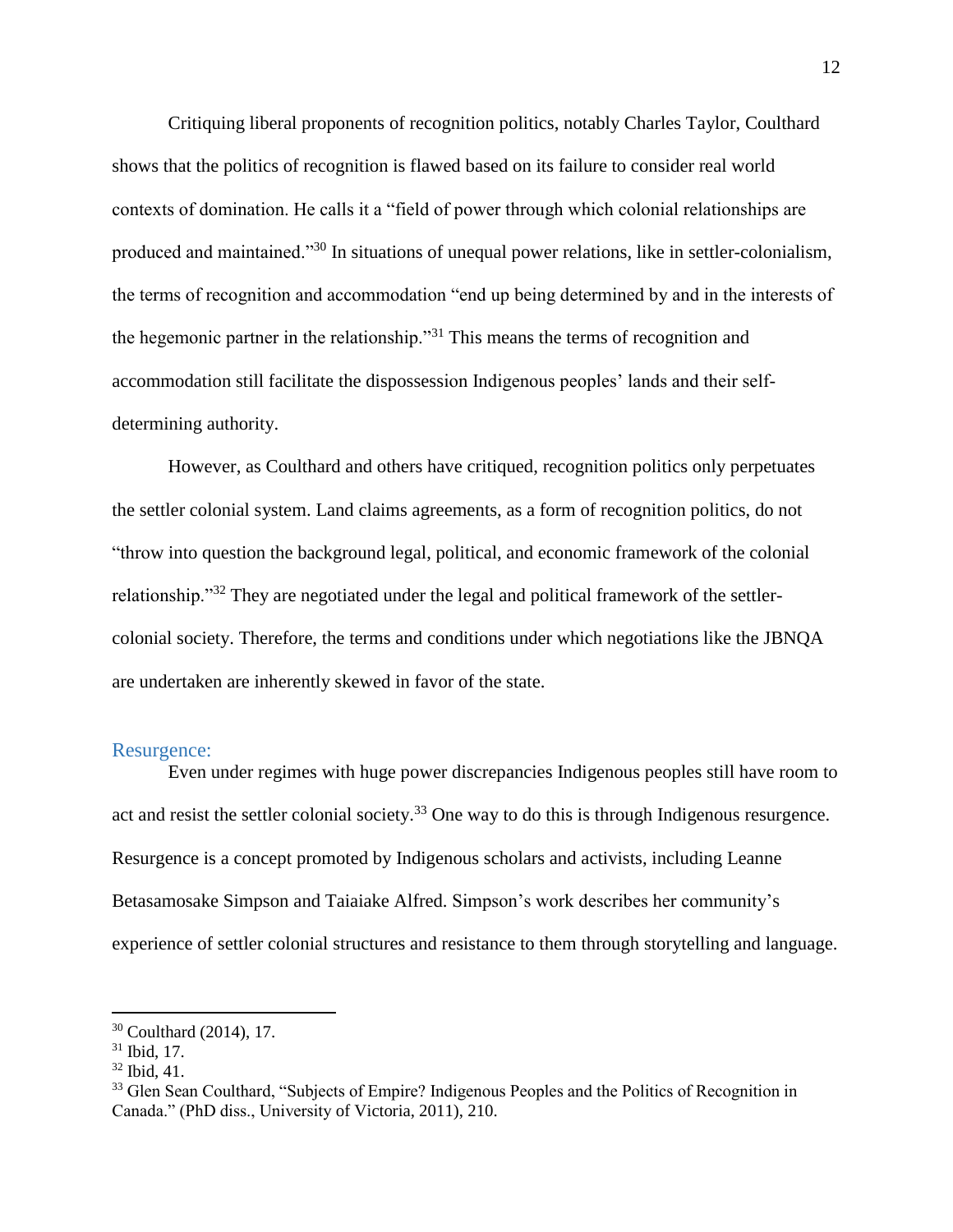Critiquing liberal proponents of recognition politics, notably Charles Taylor, Coulthard shows that the politics of recognition is flawed based on its failure to consider real world contexts of domination. He calls it a "field of power through which colonial relationships are produced and maintained."[30] In situations of unequal power relations, like in settler-colonialism, the terms of recognition and accommodation "end up being determined by and in the interests of the hegemonic partner in the relationship."[31] This means the terms of recognition and accommodation still facilitate the dispossession Indigenous peoples' lands and their self-determining authority.

However, as Coulthard and others have critiqued, recognition politics only perpetuates the settler colonial system. Land claims agreements, as a form of recognition politics, do not "throw into question the background legal, political, and economic framework of the colonial relationship."[32] They are negotiated under the legal and political framework of the settler-colonial society. Therefore, the terms and conditions under which negotiations like the JBNQA are undertaken are inherently skewed in favor of the state.

## Resurgence:

Even under regimes with huge power discrepancies Indigenous peoples still have room to act and resist the settler colonial society.[33] One way to do this is through Indigenous resurgence. Resurgence is a concept promoted by Indigenous scholars and activists, including Leanne Betasamosake Simpson and Taiaiake Alfred. Simpson's work describes her community's experience of settler colonial structures and resistance to them through storytelling and language.

---

[30] Coulthard (2014), 17.

[31] Ibid, 17.

[32] Ibid, 41.

[33] Glen Sean Coulthard, "Subjects of Empire? Indigenous Peoples and the Politics of Recognition in Canada." (PhD diss., University of Victoria, 2011), 210.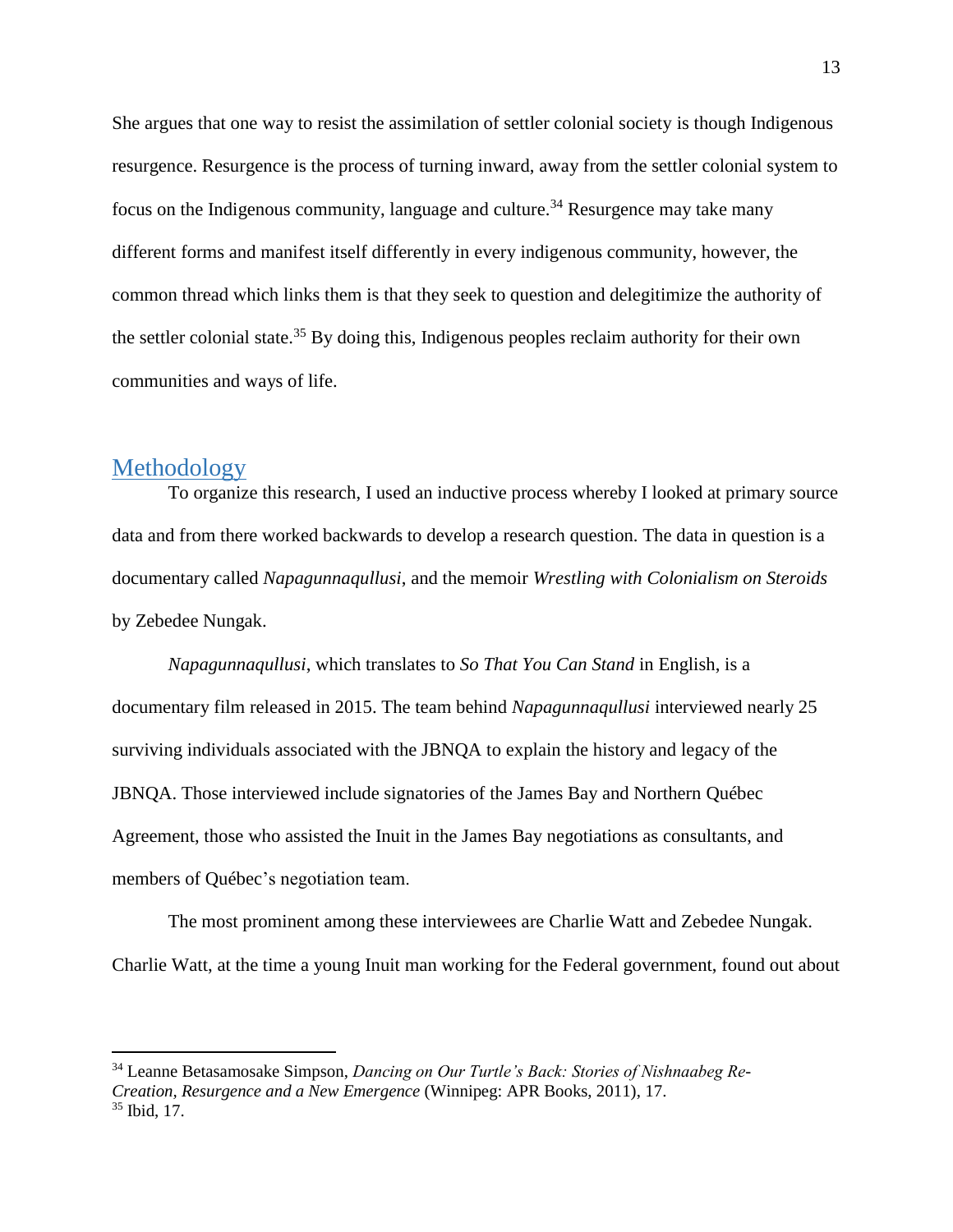She argues that one way to resist the assimilation of settler colonial society is though Indigenous resurgence. Resurgence is the process of turning inward, away from the settler colonial system to focus on the Indigenous community, language and culture.[34] Resurgence may take many different forms and manifest itself differently in every indigenous community, however, the common thread which links them is that they seek to question and delegitimize the authority of the settler colonial state.[35] By doing this, Indigenous peoples reclaim authority for their own communities and ways of life.

## Methodology

To organize this research, I used an inductive process whereby I looked at primary source data and from there worked backwards to develop a research question. The data in question is a documentary called *Napagunnaqullusi*, and the memoir *Wrestling with Colonialism on Steroids* by Zebedee Nungak.

*Napagunnaqullusi*, which translates to *So That You Can Stand* in English, is a documentary film released in 2015. The team behind *Napagunnaqullusi* interviewed nearly 25 surviving individuals associated with the JBNQA to explain the history and legacy of the JBNQA. Those interviewed include signatories of the James Bay and Northern Québec Agreement, those who assisted the Inuit in the James Bay negotiations as consultants, and members of Québec's negotiation team.

The most prominent among these interviewees are Charlie Watt and Zebedee Nungak. Charlie Watt, at the time a young Inuit man working for the Federal government, found out about

---

[34] Leanne Betasamosake Simpson, *Dancing on Our Turtle's Back: Stories of Nishnaabeg Re-Creation, Resurgence and a New Emergence* (Winnipeg: APR Books, 2011), 17.
[35] Ibid, 17.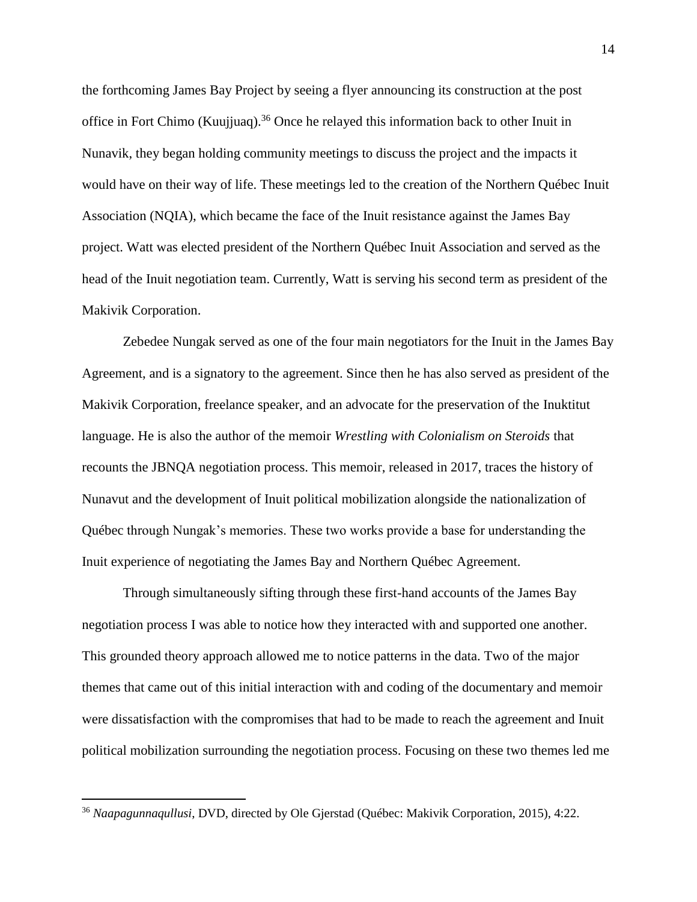the forthcoming James Bay Project by seeing a flyer announcing its construction at the post office in Fort Chimo (Kuujjuaq).[36] Once he relayed this information back to other Inuit in Nunavik, they began holding community meetings to discuss the project and the impacts it would have on their way of life. These meetings led to the creation of the Northern Québec Inuit Association (NQIA), which became the face of the Inuit resistance against the James Bay project. Watt was elected president of the Northern Québec Inuit Association and served as the head of the Inuit negotiation team. Currently, Watt is serving his second term as president of the Makivik Corporation.

Zebedee Nungak served as one of the four main negotiators for the Inuit in the James Bay Agreement, and is a signatory to the agreement. Since then he has also served as president of the Makivik Corporation, freelance speaker, and an advocate for the preservation of the Inuktitut language. He is also the author of the memoir *Wrestling with Colonialism on Steroids* that recounts the JBNQA negotiation process. This memoir, released in 2017, traces the history of Nunavut and the development of Inuit political mobilization alongside the nationalization of Québec through Nungak's memories. These two works provide a base for understanding the Inuit experience of negotiating the James Bay and Northern Québec Agreement.

Through simultaneously sifting through these first-hand accounts of the James Bay negotiation process I was able to notice how they interacted with and supported one another. This grounded theory approach allowed me to notice patterns in the data. Two of the major themes that came out of this initial interaction with and coding of the documentary and memoir were dissatisfaction with the compromises that had to be made to reach the agreement and Inuit political mobilization surrounding the negotiation process. Focusing on these two themes led me

[36] *Naapagunnaqullusi*, DVD, directed by Ole Gjerstad (Québec: Makivik Corporation, 2015), 4:22.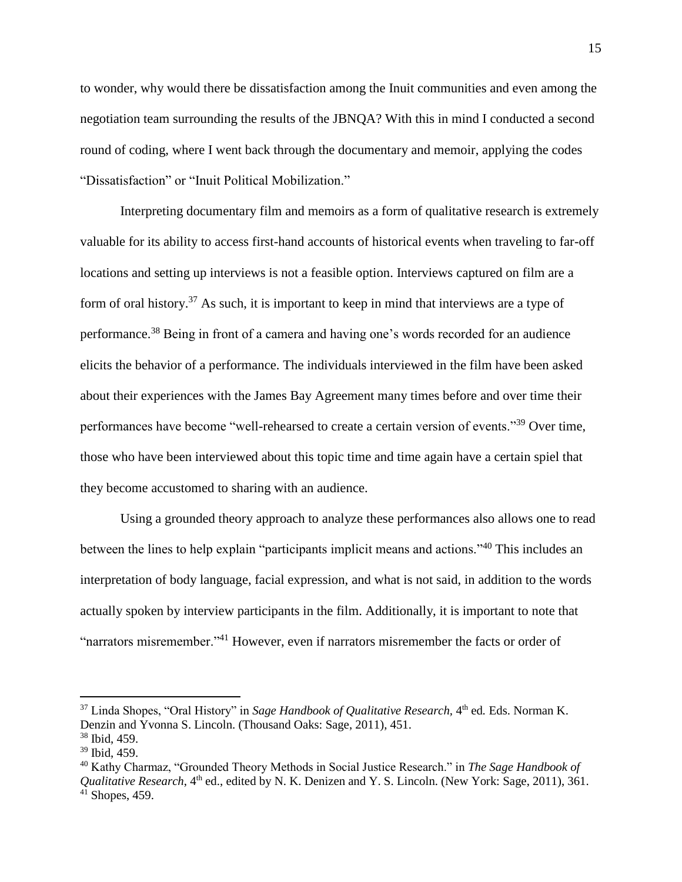to wonder, why would there be dissatisfaction among the Inuit communities and even among the negotiation team surrounding the results of the JBNQA? With this in mind I conducted a second round of coding, where I went back through the documentary and memoir, applying the codes "Dissatisfaction" or "Inuit Political Mobilization."

Interpreting documentary film and memoirs as a form of qualitative research is extremely valuable for its ability to access first-hand accounts of historical events when traveling to far-off locations and setting up interviews is not a feasible option. Interviews captured on film are a form of oral history.[37] As such, it is important to keep in mind that interviews are a type of performance.[38] Being in front of a camera and having one's words recorded for an audience elicits the behavior of a performance. The individuals interviewed in the film have been asked about their experiences with the James Bay Agreement many times before and over time their performances have become "well-rehearsed to create a certain version of events."[39] Over time, those who have been interviewed about this topic time and time again have a certain spiel that they become accustomed to sharing with an audience.

Using a grounded theory approach to analyze these performances also allows one to read between the lines to help explain "participants implicit means and actions."[40] This includes an interpretation of body language, facial expression, and what is not said, in addition to the words actually spoken by interview participants in the film. Additionally, it is important to note that "narrators misremember."[41] However, even if narrators misremember the facts or order of

---

[37] Linda Shopes, "Oral History" in *Sage Handbook of Qualitative Research*, 4th ed. Eds. Norman K. Denzin and Yvonna S. Lincoln. (Thousand Oaks: Sage, 2011), 451.
[38] Ibid, 459.
[39] Ibid, 459.
[40] Kathy Charmaz, "Grounded Theory Methods in Social Justice Research." in *The Sage Handbook of Qualitative Research*, 4th ed., edited by N. K. Denizen and Y. S. Lincoln. (New York: Sage, 2011), 361.
[41] Shopes, 459.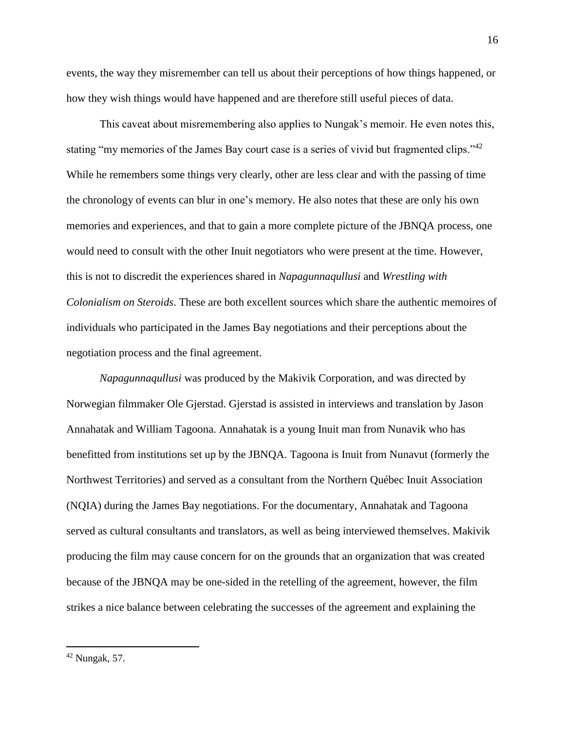events, the way they misremember can tell us about their perceptions of how things happened, or how they wish things would have happened and are therefore still useful pieces of data.

This caveat about misremembering also applies to Nungak's memoir. He even notes this, stating "my memories of the James Bay court case is a series of vivid but fragmented clips."[42] While he remembers some things very clearly, other are less clear and with the passing of time the chronology of events can blur in one's memory. He also notes that these are only his own memories and experiences, and that to gain a more complete picture of the JBNQA process, one would need to consult with the other Inuit negotiators who were present at the time. However, this is not to discredit the experiences shared in *Napagunnaqullusi* and *Wrestling with Colonialism on Steroids*. These are both excellent sources which share the authentic memoires of individuals who participated in the James Bay negotiations and their perceptions about the negotiation process and the final agreement.

*Napagunnaqullusi* was produced by the Makivik Corporation, and was directed by Norwegian filmmaker Ole Gjerstad. Gjerstad is assisted in interviews and translation by Jason Annahatak and William Tagoona. Annahatak is a young Inuit man from Nunavik who has benefitted from institutions set up by the JBNQA. Tagoona is Inuit from Nunavut (formerly the Northwest Territories) and served as a consultant from the Northern Québec Inuit Association (NQIA) during the James Bay negotiations. For the documentary, Annahatak and Tagoona served as cultural consultants and translators, as well as being interviewed themselves. Makivik producing the film may cause concern for on the grounds that an organization that was created because of the JBNQA may be one-sided in the retelling of the agreement, however, the film strikes a nice balance between celebrating the successes of the agreement and explaining the

---

[42] Nungak, 57.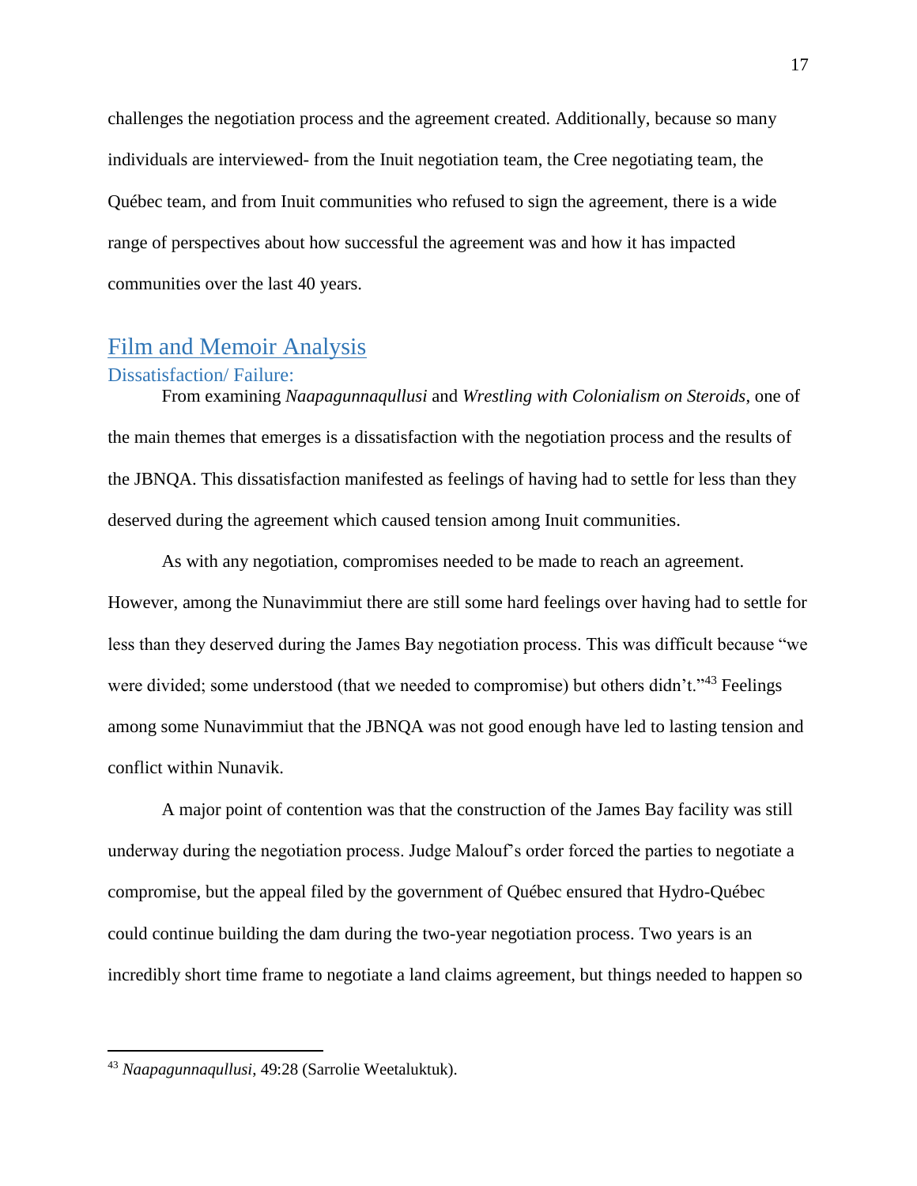challenges the negotiation process and the agreement created. Additionally, because so many individuals are interviewed- from the Inuit negotiation team, the Cree negotiating team, the Québec team, and from Inuit communities who refused to sign the agreement, there is a wide range of perspectives about how successful the agreement was and how it has impacted communities over the last 40 years.

## Film and Memoir Analysis

### Dissatisfaction/ Failure:

From examining *Naapagunnaqullusi* and *Wrestling with Colonialism on Steroids*, one of the main themes that emerges is a dissatisfaction with the negotiation process and the results of the JBNQA. This dissatisfaction manifested as feelings of having had to settle for less than they deserved during the agreement which caused tension among Inuit communities.

As with any negotiation, compromises needed to be made to reach an agreement. However, among the Nunavimmiut there are still some hard feelings over having had to settle for less than they deserved during the James Bay negotiation process. This was difficult because "we were divided; some understood (that we needed to compromise) but others didn't."[43] Feelings among some Nunavimmiut that the JBNQA was not good enough have led to lasting tension and conflict within Nunavik.

A major point of contention was that the construction of the James Bay facility was still underway during the negotiation process. Judge Malouf's order forced the parties to negotiate a compromise, but the appeal filed by the government of Québec ensured that Hydro-Québec could continue building the dam during the two-year negotiation process. Two years is an incredibly short time frame to negotiate a land claims agreement, but things needed to happen so

[43] *Naapagunnaqullusi*, 49:28 (Sarrolie Weetaluktuk).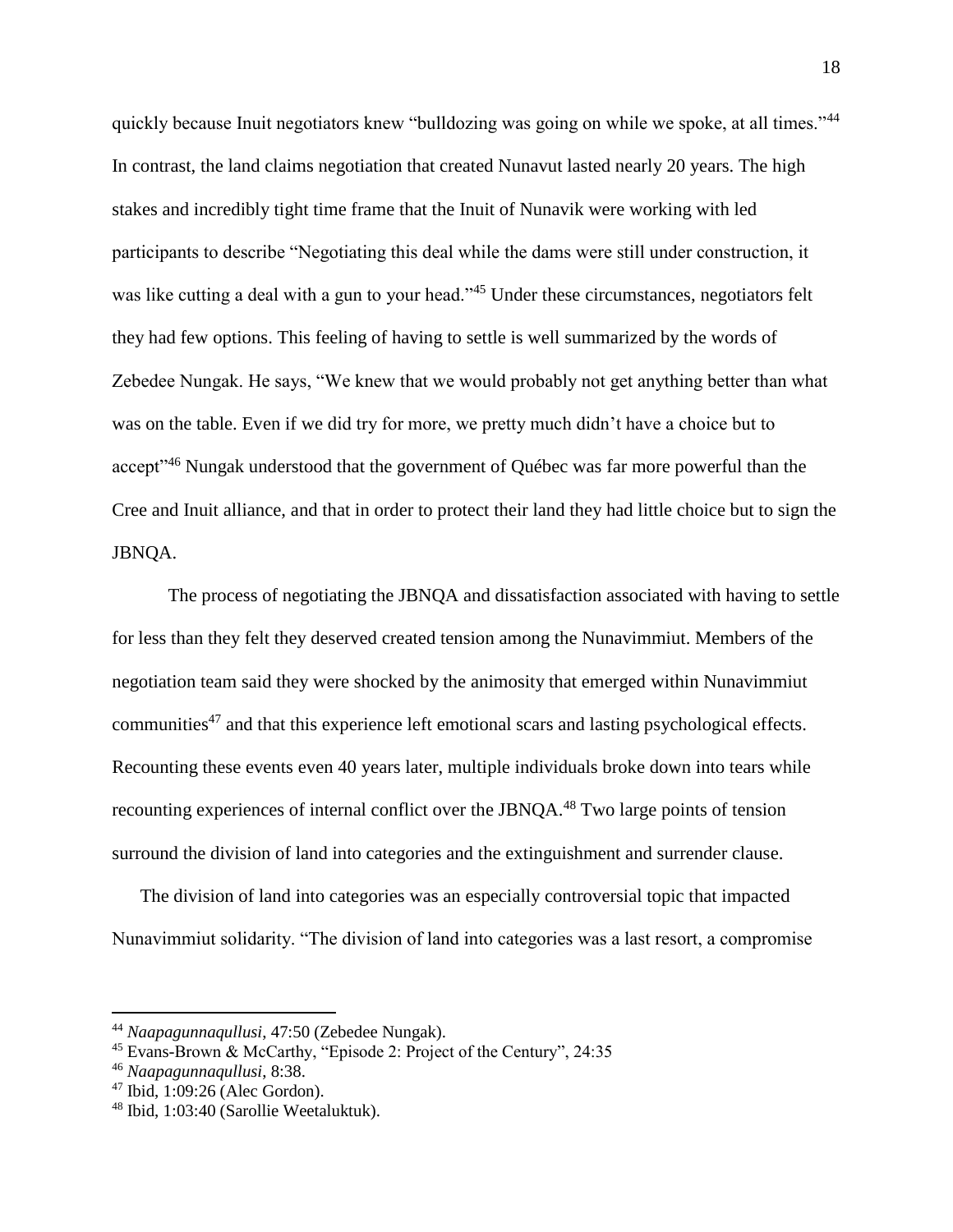quickly because Inuit negotiators knew "bulldozing was going on while we spoke, at all times."[44] In contrast, the land claims negotiation that created Nunavut lasted nearly 20 years. The high stakes and incredibly tight time frame that the Inuit of Nunavik were working with led participants to describe "Negotiating this deal while the dams were still under construction, it was like cutting a deal with a gun to your head."[45] Under these circumstances, negotiators felt they had few options. This feeling of having to settle is well summarized by the words of Zebedee Nungak. He says, "We knew that we would probably not get anything better than what was on the table. Even if we did try for more, we pretty much didn't have a choice but to accept"[46] Nungak understood that the government of Québec was far more powerful than the Cree and Inuit alliance, and that in order to protect their land they had little choice but to sign the JBNQA.

The process of negotiating the JBNQA and dissatisfaction associated with having to settle for less than they felt they deserved created tension among the Nunavimmiut. Members of the negotiation team said they were shocked by the animosity that emerged within Nunavimmiut communities[47] and that this experience left emotional scars and lasting psychological effects. Recounting these events even 40 years later, multiple individuals broke down into tears while recounting experiences of internal conflict over the JBNQA.[48] Two large points of tension surround the division of land into categories and the extinguishment and surrender clause.

The division of land into categories was an especially controversial topic that impacted Nunavimmiut solidarity. "The division of land into categories was a last resort, a compromise

---

[44] *Naapagunnaqullusi*, 47:50 (Zebedee Nungak).

[45] Evans-Brown & McCarthy, "Episode 2: Project of the Century", 24:35

[46] *Naapagunnaqullusi*, 8:38.

[47] Ibid, 1:09:26 (Alec Gordon).

[48] Ibid, 1:03:40 (Sarollie Weetaluktuk).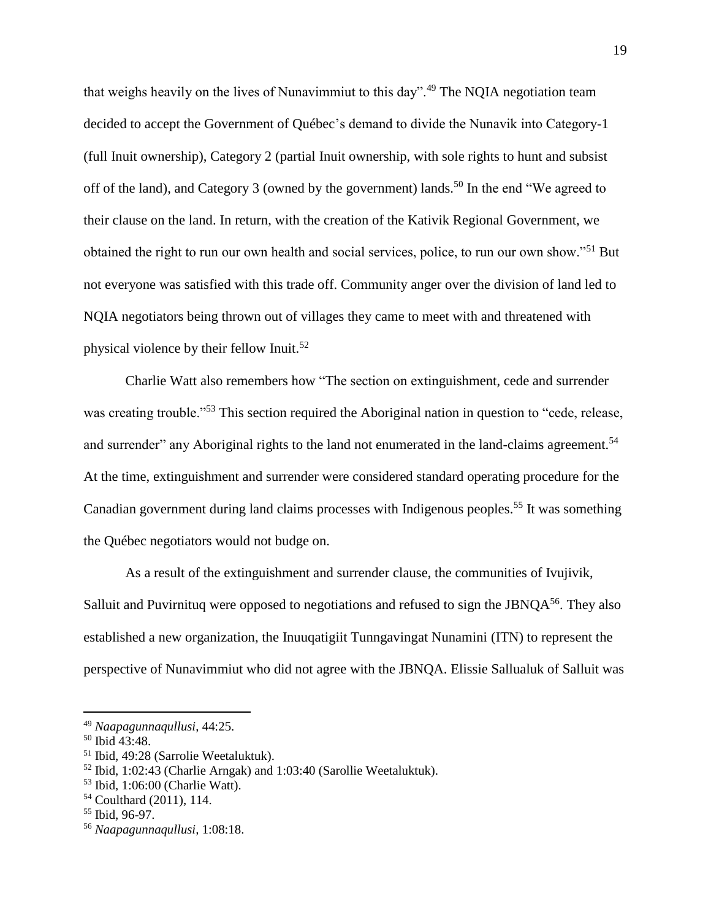that weighs heavily on the lives of Nunavimmiut to this day".[49] The NQIA negotiation team decided to accept the Government of Québec's demand to divide the Nunavik into Category-1 (full Inuit ownership), Category 2 (partial Inuit ownership, with sole rights to hunt and subsist off of the land), and Category 3 (owned by the government) lands.[50] In the end "We agreed to their clause on the land. In return, with the creation of the Kativik Regional Government, we obtained the right to run our own health and social services, police, to run our own show."[51] But not everyone was satisfied with this trade off. Community anger over the division of land led to NQIA negotiators being thrown out of villages they came to meet with and threatened with physical violence by their fellow Inuit.[52]

Charlie Watt also remembers how "The section on extinguishment, cede and surrender was creating trouble."[53] This section required the Aboriginal nation in question to "cede, release, and surrender" any Aboriginal rights to the land not enumerated in the land-claims agreement.[54] At the time, extinguishment and surrender were considered standard operating procedure for the Canadian government during land claims processes with Indigenous peoples.[55] It was something the Québec negotiators would not budge on.

As a result of the extinguishment and surrender clause, the communities of Ivujivik, Salluit and Puvirnituq were opposed to negotiations and refused to sign the JBNQA[56]. They also established a new organization, the Inuuqatigiit Tunngavingat Nunamini (ITN) to represent the perspective of Nunavimmiut who did not agree with the JBNQA. Elissie Sallualuk of Salluit was

---

[49] *Naapagunnaqullusi*, 44:25.

[50] Ibid 43:48.

[51] Ibid, 49:28 (Sarrolie Weetaluktuk).

[52] Ibid, 1:02:43 (Charlie Arngak) and 1:03:40 (Sarollie Weetaluktuk).

[53] Ibid, 1:06:00 (Charlie Watt).

[54] Coulthard (2011), 114.

[55] Ibid, 96-97.

[56] *Naapagunnaqullusi*, 1:08:18.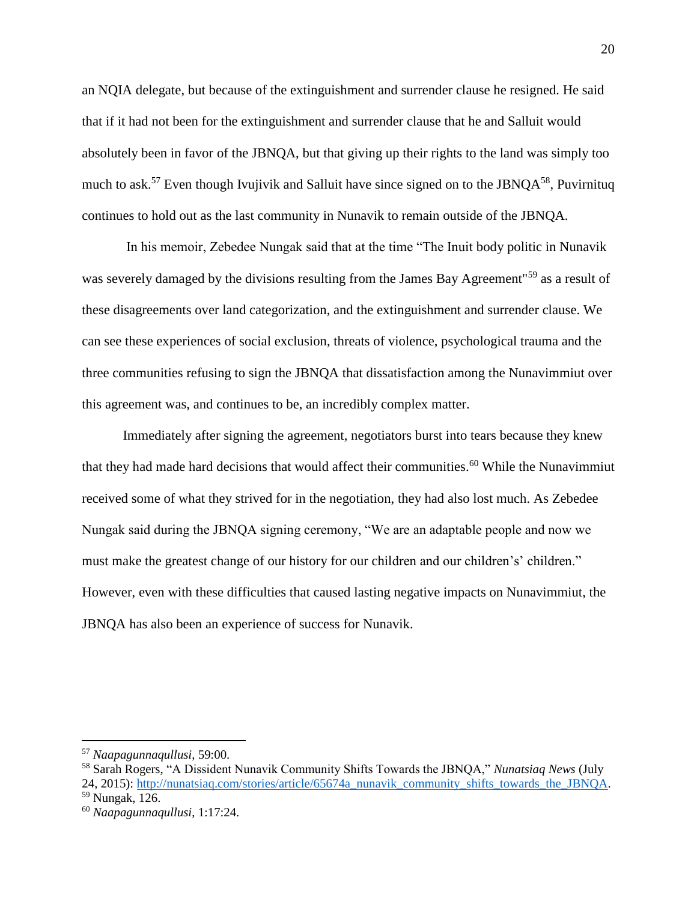an NQIA delegate, but because of the extinguishment and surrender clause he resigned. He said that if it had not been for the extinguishment and surrender clause that he and Salluit would absolutely been in favor of the JBNQA, but that giving up their rights to the land was simply too much to ask.[57] Even though Ivujivik and Salluit have since signed on to the JBNQA[58], Puvirnituq continues to hold out as the last community in Nunavik to remain outside of the JBNQA.

In his memoir, Zebedee Nungak said that at the time "The Inuit body politic in Nunavik was severely damaged by the divisions resulting from the James Bay Agreement"[59] as a result of these disagreements over land categorization, and the extinguishment and surrender clause. We can see these experiences of social exclusion, threats of violence, psychological trauma and the three communities refusing to sign the JBNQA that dissatisfaction among the Nunavimmiut over this agreement was, and continues to be, an incredibly complex matter.

Immediately after signing the agreement, negotiators burst into tears because they knew that they had made hard decisions that would affect their communities.[60] While the Nunavimmiut received some of what they strived for in the negotiation, they had also lost much. As Zebedee Nungak said during the JBNQA signing ceremony, "We are an adaptable people and now we must make the greatest change of our history for our children and our children's' children." However, even with these difficulties that caused lasting negative impacts on Nunavimmiut, the JBNQA has also been an experience of success for Nunavik.

---

[57] *Naapagunnaqullusi*, 59:00.

[58] Sarah Rogers, "A Dissident Nunavik Community Shifts Towards the JBNQA," *Nunatsiaq News* (July 24, 2015): http://nunatsiaq.com/stories/article/65674a_nunavik_community_shifts_towards_the_JBNQA.

[59] Nungak, 126.

[60] *Naapagunnaqullusi*, 1:17:24.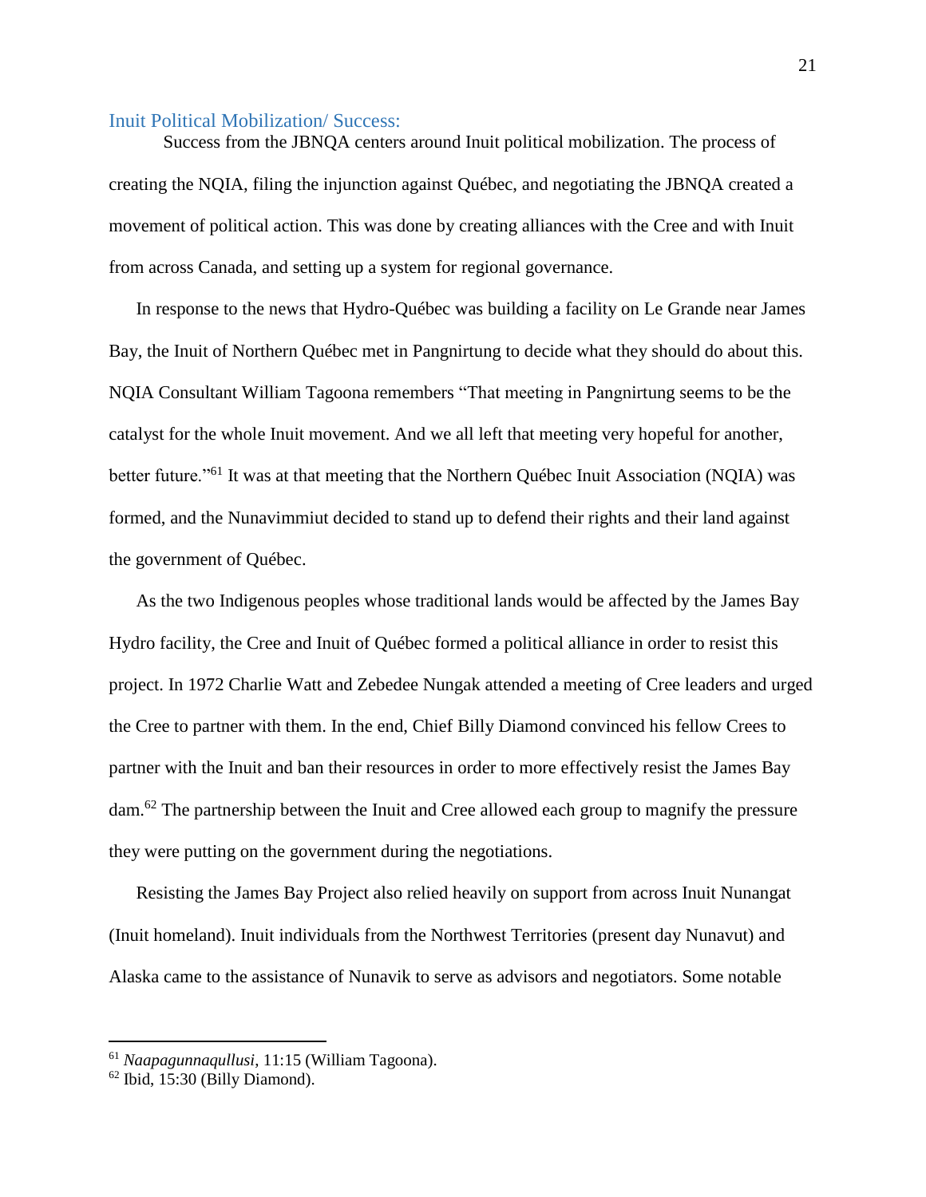## Inuit Political Mobilization/ Success:

Success from the JBNQA centers around Inuit political mobilization. The process of creating the NQIA, filing the injunction against Québec, and negotiating the JBNQA created a movement of political action. This was done by creating alliances with the Cree and with Inuit from across Canada, and setting up a system for regional governance.

In response to the news that Hydro-Québec was building a facility on Le Grande near James Bay, the Inuit of Northern Québec met in Pangnirtung to decide what they should do about this. NQIA Consultant William Tagoona remembers "That meeting in Pangnirtung seems to be the catalyst for the whole Inuit movement. And we all left that meeting very hopeful for another, better future."[61] It was at that meeting that the Northern Québec Inuit Association (NQIA) was formed, and the Nunavimmiut decided to stand up to defend their rights and their land against the government of Québec.

As the two Indigenous peoples whose traditional lands would be affected by the James Bay Hydro facility, the Cree and Inuit of Québec formed a political alliance in order to resist this project. In 1972 Charlie Watt and Zebedee Nungak attended a meeting of Cree leaders and urged the Cree to partner with them. In the end, Chief Billy Diamond convinced his fellow Crees to partner with the Inuit and ban their resources in order to more effectively resist the James Bay dam.[62] The partnership between the Inuit and Cree allowed each group to magnify the pressure they were putting on the government during the negotiations.

Resisting the James Bay Project also relied heavily on support from across Inuit Nunangat (Inuit homeland). Inuit individuals from the Northwest Territories (present day Nunavut) and Alaska came to the assistance of Nunavik to serve as advisors and negotiators. Some notable

---

[61] *Naapagunnaqullusi*, 11:15 (William Tagoona).

[62] Ibid, 15:30 (Billy Diamond).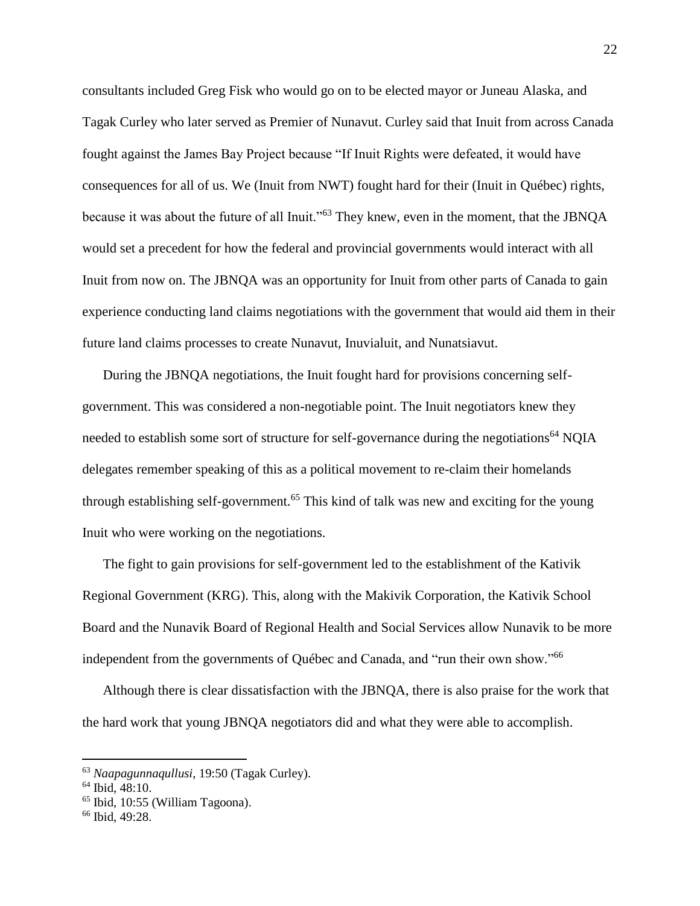consultants included Greg Fisk who would go on to be elected mayor or Juneau Alaska, and Tagak Curley who later served as Premier of Nunavut. Curley said that Inuit from across Canada fought against the James Bay Project because "If Inuit Rights were defeated, it would have consequences for all of us. We (Inuit from NWT) fought hard for their (Inuit in Québec) rights, because it was about the future of all Inuit."[63] They knew, even in the moment, that the JBNQA would set a precedent for how the federal and provincial governments would interact with all Inuit from now on. The JBNQA was an opportunity for Inuit from other parts of Canada to gain experience conducting land claims negotiations with the government that would aid them in their future land claims processes to create Nunavut, Inuvialuit, and Nunatsiavut.

During the JBNQA negotiations, the Inuit fought hard for provisions concerning self-government. This was considered a non-negotiable point. The Inuit negotiators knew they needed to establish some sort of structure for self-governance during the negotiations[64] NQIA delegates remember speaking of this as a political movement to re-claim their homelands through establishing self-government.[65] This kind of talk was new and exciting for the young Inuit who were working on the negotiations.

The fight to gain provisions for self-government led to the establishment of the Kativik Regional Government (KRG). This, along with the Makivik Corporation, the Kativik School Board and the Nunavik Board of Regional Health and Social Services allow Nunavik to be more independent from the governments of Québec and Canada, and "run their own show."[66]

Although there is clear dissatisfaction with the JBNQA, there is also praise for the work that the hard work that young JBNQA negotiators did and what they were able to accomplish.

---

[63] *Naapagunnaqullusi*, 19:50 (Tagak Curley).

[64] Ibid, 48:10.

[65] Ibid, 10:55 (William Tagoona).

[66] Ibid, 49:28.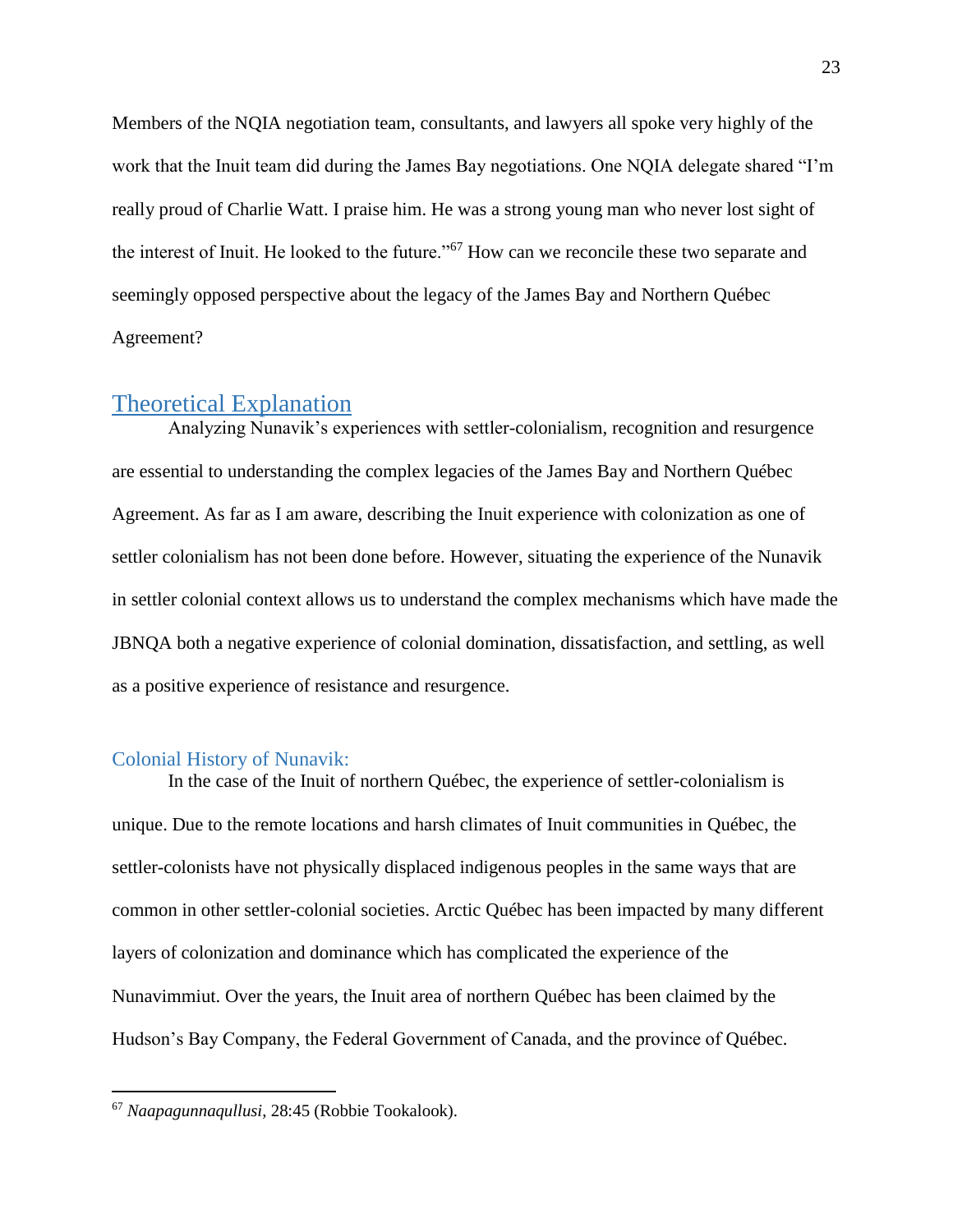Members of the NQIA negotiation team, consultants, and lawyers all spoke very highly of the work that the Inuit team did during the James Bay negotiations. One NQIA delegate shared "I'm really proud of Charlie Watt. I praise him. He was a strong young man who never lost sight of the interest of Inuit. He looked to the future."[67] How can we reconcile these two separate and seemingly opposed perspective about the legacy of the James Bay and Northern Québec Agreement?

## Theoretical Explanation

Analyzing Nunavik's experiences with settler-colonialism, recognition and resurgence are essential to understanding the complex legacies of the James Bay and Northern Québec Agreement. As far as I am aware, describing the Inuit experience with colonization as one of settler colonialism has not been done before. However, situating the experience of the Nunavik in settler colonial context allows us to understand the complex mechanisms which have made the JBNQA both a negative experience of colonial domination, dissatisfaction, and settling, as well as a positive experience of resistance and resurgence.

### Colonial History of Nunavik:

In the case of the Inuit of northern Québec, the experience of settler-colonialism is unique. Due to the remote locations and harsh climates of Inuit communities in Québec, the settler-colonists have not physically displaced indigenous peoples in the same ways that are common in other settler-colonial societies. Arctic Québec has been impacted by many different layers of colonization and dominance which has complicated the experience of the Nunavimmiut. Over the years, the Inuit area of northern Québec has been claimed by the Hudson's Bay Company, the Federal Government of Canada, and the province of Québec.

---

[67] *Naapagunnaqullusi*, 28:45 (Robbie Tookalook).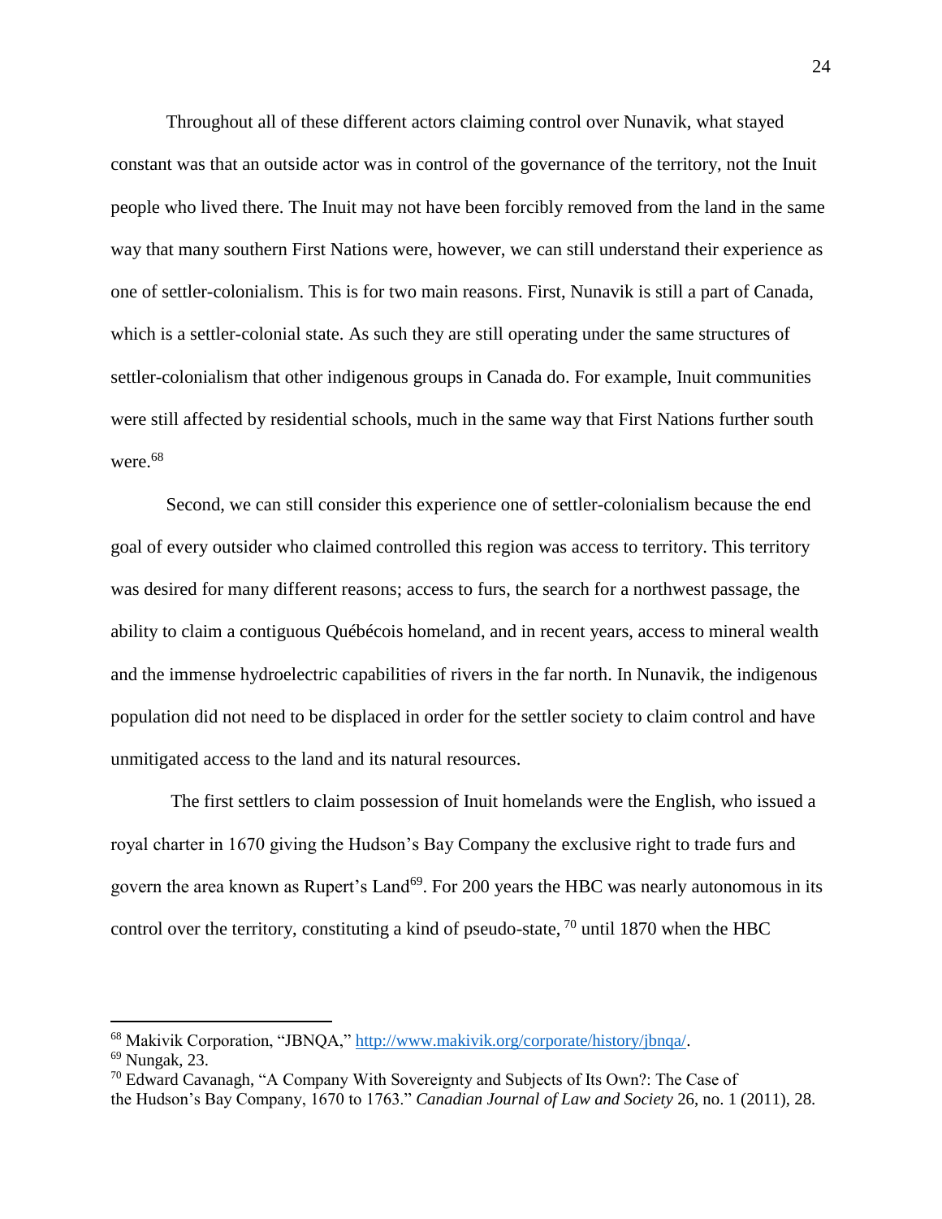Throughout all of these different actors claiming control over Nunavik, what stayed constant was that an outside actor was in control of the governance of the territory, not the Inuit people who lived there. The Inuit may not have been forcibly removed from the land in the same way that many southern First Nations were, however, we can still understand their experience as one of settler-colonialism. This is for two main reasons. First, Nunavik is still a part of Canada, which is a settler-colonial state. As such they are still operating under the same structures of settler-colonialism that other indigenous groups in Canada do. For example, Inuit communities were still affected by residential schools, much in the same way that First Nations further south were.[68]

Second, we can still consider this experience one of settler-colonialism because the end goal of every outsider who claimed controlled this region was access to territory. This territory was desired for many different reasons; access to furs, the search for a northwest passage, the ability to claim a contiguous Québécois homeland, and in recent years, access to mineral wealth and the immense hydroelectric capabilities of rivers in the far north. In Nunavik, the indigenous population did not need to be displaced in order for the settler society to claim control and have unmitigated access to the land and its natural resources.

The first settlers to claim possession of Inuit homelands were the English, who issued a royal charter in 1670 giving the Hudson's Bay Company the exclusive right to trade furs and govern the area known as Rupert's Land[69]. For 200 years the HBC was nearly autonomous in its control over the territory, constituting a kind of pseudo-state, [70] until 1870 when the HBC

---

[68] Makivik Corporation, "JBNQA," http://www.makivik.org/corporate/history/jbnqa/.

[69] Nungak, 23.

[70] Edward Cavanagh, "A Company With Sovereignty and Subjects of Its Own?: The Case of the Hudson's Bay Company, 1670 to 1763." *Canadian Journal of Law and Society* 26, no. 1 (2011), 28.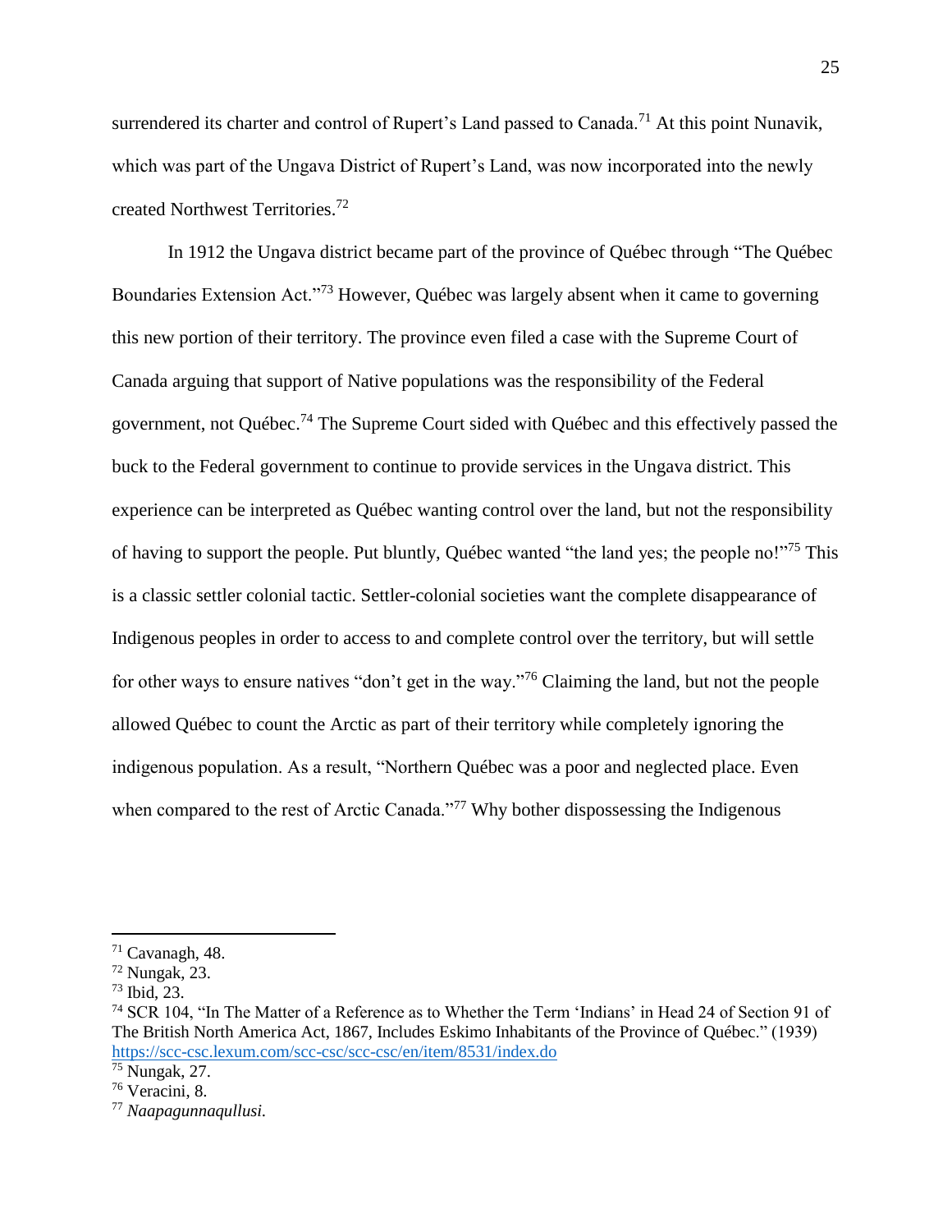surrendered its charter and control of Rupert's Land passed to Canada.[71] At this point Nunavik, which was part of the Ungava District of Rupert's Land, was now incorporated into the newly created Northwest Territories.[72]

In 1912 the Ungava district became part of the province of Québec through "The Québec Boundaries Extension Act."[73] However, Québec was largely absent when it came to governing this new portion of their territory. The province even filed a case with the Supreme Court of Canada arguing that support of Native populations was the responsibility of the Federal government, not Québec.[74] The Supreme Court sided with Québec and this effectively passed the buck to the Federal government to continue to provide services in the Ungava district. This experience can be interpreted as Québec wanting control over the land, but not the responsibility of having to support the people. Put bluntly, Québec wanted "the land yes; the people no!"[75] This is a classic settler colonial tactic. Settler-colonial societies want the complete disappearance of Indigenous peoples in order to access to and complete control over the territory, but will settle for other ways to ensure natives "don't get in the way."[76] Claiming the land, but not the people allowed Québec to count the Arctic as part of their territory while completely ignoring the indigenous population. As a result, "Northern Québec was a poor and neglected place. Even when compared to the rest of Arctic Canada."[77] Why bother dispossessing the Indigenous

---

[71] Cavanagh, 48.

[72] Nungak, 23.

[73] Ibid, 23.

[74] SCR 104, "In The Matter of a Reference as to Whether the Term 'Indians' in Head 24 of Section 91 of The British North America Act, 1867, Includes Eskimo Inhabitants of the Province of Québec." (1939) https://scc-csc.lexum.com/scc-csc/scc-csc/en/item/8531/index.do

[75] Nungak, 27.

[76] Veracini, 8.

[77] *Naapagunnaqullusi.*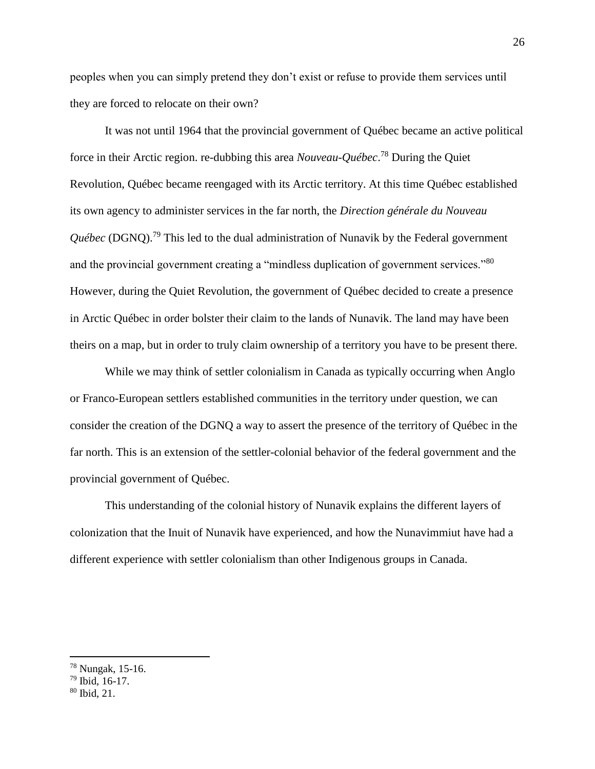peoples when you can simply pretend they don't exist or refuse to provide them services until they are forced to relocate on their own?

It was not until 1964 that the provincial government of Québec became an active political force in their Arctic region. re-dubbing this area *Nouveau-Québec*.[78] During the Quiet Revolution, Québec became reengaged with its Arctic territory. At this time Québec established its own agency to administer services in the far north, the *Direction générale du Nouveau Québec* (DGNQ).[79] This led to the dual administration of Nunavik by the Federal government and the provincial government creating a "mindless duplication of government services."[80] However, during the Quiet Revolution, the government of Québec decided to create a presence in Arctic Québec in order bolster their claim to the lands of Nunavik. The land may have been theirs on a map, but in order to truly claim ownership of a territory you have to be present there.

While we may think of settler colonialism in Canada as typically occurring when Anglo or Franco-European settlers established communities in the territory under question, we can consider the creation of the DGNQ a way to assert the presence of the territory of Québec in the far north. This is an extension of the settler-colonial behavior of the federal government and the provincial government of Québec.

This understanding of the colonial history of Nunavik explains the different layers of colonization that the Inuit of Nunavik have experienced, and how the Nunavimmiut have had a different experience with settler colonialism than other Indigenous groups in Canada.

---

[78] Nungak, 15-16.
[79] Ibid, 16-17.
[80] Ibid, 21.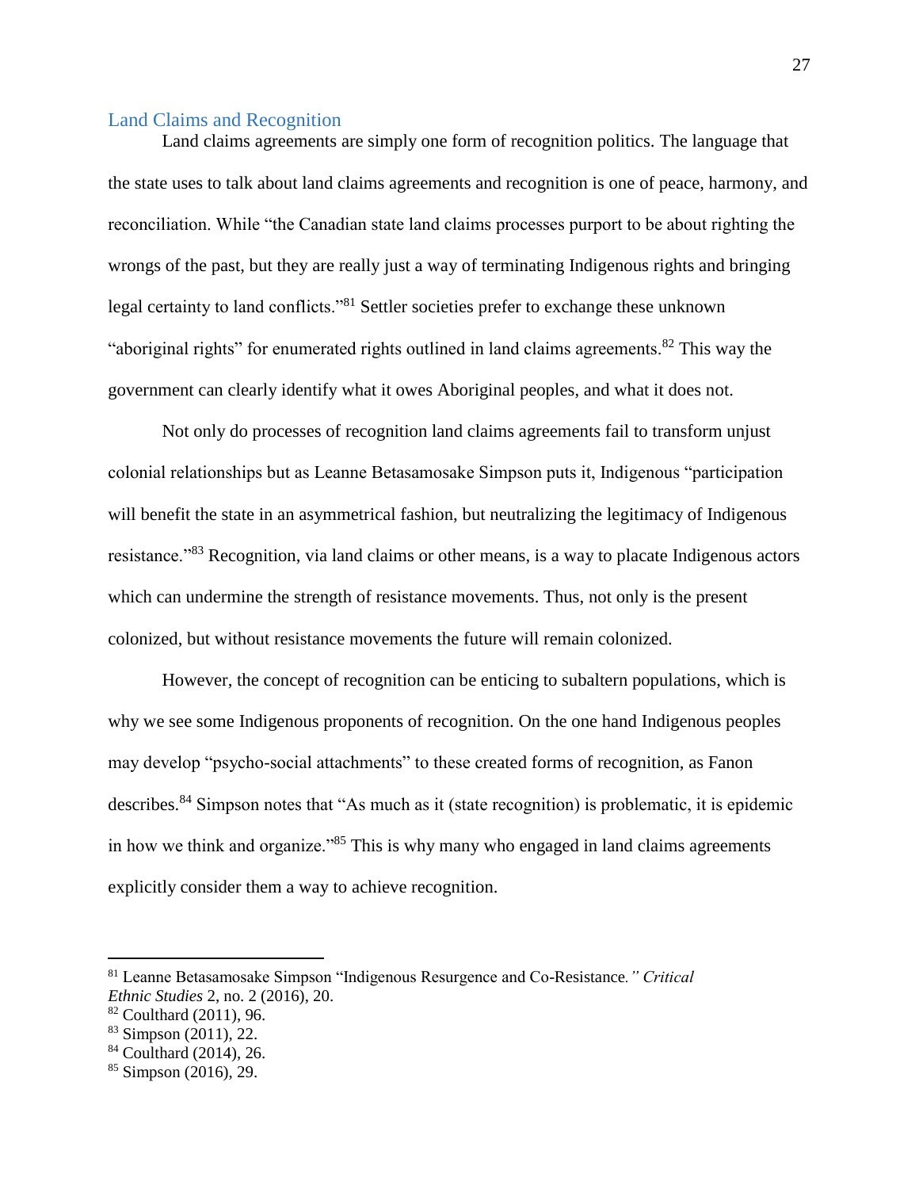## Land Claims and Recognition

Land claims agreements are simply one form of recognition politics. The language that the state uses to talk about land claims agreements and recognition is one of peace, harmony, and reconciliation. While "the Canadian state land claims processes purport to be about righting the wrongs of the past, but they are really just a way of terminating Indigenous rights and bringing legal certainty to land conflicts."[81] Settler societies prefer to exchange these unknown "aboriginal rights" for enumerated rights outlined in land claims agreements.[82] This way the government can clearly identify what it owes Aboriginal peoples, and what it does not.

Not only do processes of recognition land claims agreements fail to transform unjust colonial relationships but as Leanne Betasamosake Simpson puts it, Indigenous "participation will benefit the state in an asymmetrical fashion, but neutralizing the legitimacy of Indigenous resistance."[83] Recognition, via land claims or other means, is a way to placate Indigenous actors which can undermine the strength of resistance movements. Thus, not only is the present colonized, but without resistance movements the future will remain colonized.

However, the concept of recognition can be enticing to subaltern populations, which is why we see some Indigenous proponents of recognition. On the one hand Indigenous peoples may develop "psycho-social attachments" to these created forms of recognition, as Fanon describes.[84] Simpson notes that "As much as it (state recognition) is problematic, it is epidemic in how we think and organize."[85] This is why many who engaged in land claims agreements explicitly consider them a way to achieve recognition.

---

[81] Leanne Betasamosake Simpson "Indigenous Resurgence and Co-Resistance*." Critical Ethnic Studies* 2, no. 2 (2016), 20.
[82] Coulthard (2011), 96.
[83] Simpson (2011), 22.
[84] Coulthard (2014), 26.
[85] Simpson (2016), 29.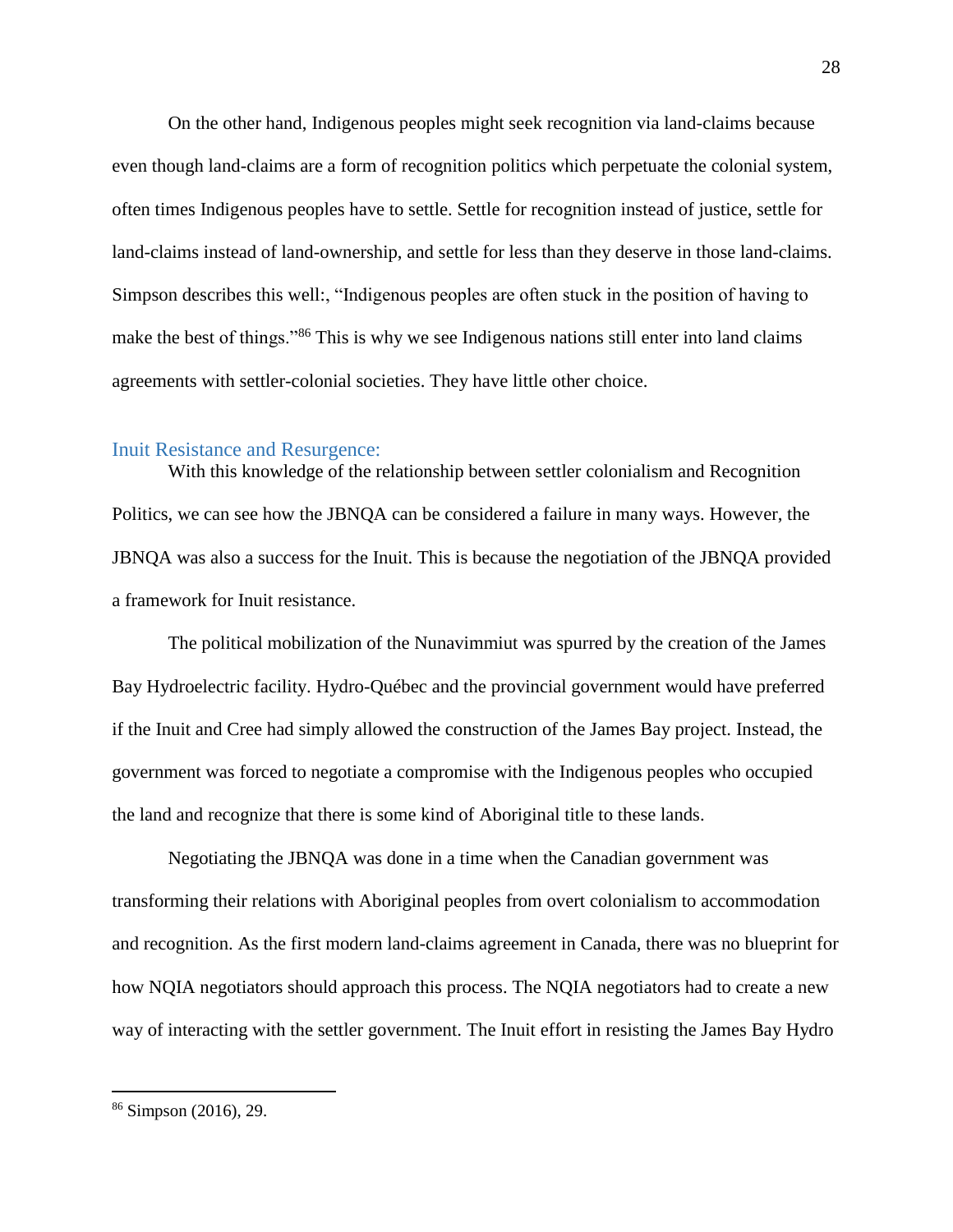On the other hand, Indigenous peoples might seek recognition via land-claims because even though land-claims are a form of recognition politics which perpetuate the colonial system, often times Indigenous peoples have to settle. Settle for recognition instead of justice, settle for land-claims instead of land-ownership, and settle for less than they deserve in those land-claims. Simpson describes this well:, "Indigenous peoples are often stuck in the position of having to make the best of things."[86] This is why we see Indigenous nations still enter into land claims agreements with settler-colonial societies. They have little other choice.

## Inuit Resistance and Resurgence:

With this knowledge of the relationship between settler colonialism and Recognition Politics, we can see how the JBNQA can be considered a failure in many ways. However, the JBNQA was also a success for the Inuit. This is because the negotiation of the JBNQA provided a framework for Inuit resistance.

The political mobilization of the Nunavimmiut was spurred by the creation of the James Bay Hydroelectric facility. Hydro-Québec and the provincial government would have preferred if the Inuit and Cree had simply allowed the construction of the James Bay project. Instead, the government was forced to negotiate a compromise with the Indigenous peoples who occupied the land and recognize that there is some kind of Aboriginal title to these lands.

Negotiating the JBNQA was done in a time when the Canadian government was transforming their relations with Aboriginal peoples from overt colonialism to accommodation and recognition. As the first modern land-claims agreement in Canada, there was no blueprint for how NQIA negotiators should approach this process. The NQIA negotiators had to create a new way of interacting with the settler government. The Inuit effort in resisting the James Bay Hydro

---

[86] Simpson (2016), 29.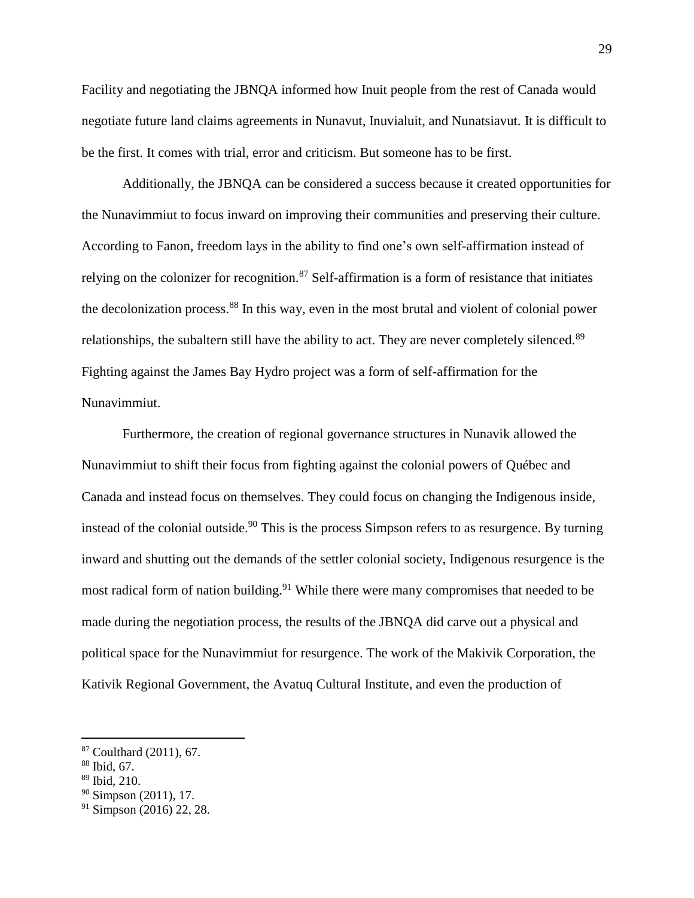Facility and negotiating the JBNQA informed how Inuit people from the rest of Canada would negotiate future land claims agreements in Nunavut, Inuvialuit, and Nunatsiavut. It is difficult to be the first. It comes with trial, error and criticism. But someone has to be first.

Additionally, the JBNQA can be considered a success because it created opportunities for the Nunavimmiut to focus inward on improving their communities and preserving their culture. According to Fanon, freedom lays in the ability to find one's own self-affirmation instead of relying on the colonizer for recognition.[87] Self-affirmation is a form of resistance that initiates the decolonization process.[88] In this way, even in the most brutal and violent of colonial power relationships, the subaltern still have the ability to act. They are never completely silenced.[89] Fighting against the James Bay Hydro project was a form of self-affirmation for the Nunavimmiut.

Furthermore, the creation of regional governance structures in Nunavik allowed the Nunavimmiut to shift their focus from fighting against the colonial powers of Québec and Canada and instead focus on themselves. They could focus on changing the Indigenous inside, instead of the colonial outside.[90] This is the process Simpson refers to as resurgence. By turning inward and shutting out the demands of the settler colonial society, Indigenous resurgence is the most radical form of nation building.[91] While there were many compromises that needed to be made during the negotiation process, the results of the JBNQA did carve out a physical and political space for the Nunavimmiut for resurgence. The work of the Makivik Corporation, the Kativik Regional Government, the Avatuq Cultural Institute, and even the production of

---

[87] Coulthard (2011), 67.
[88] Ibid, 67.
[89] Ibid, 210.
[90] Simpson (2011), 17.
[91] Simpson (2016) 22, 28.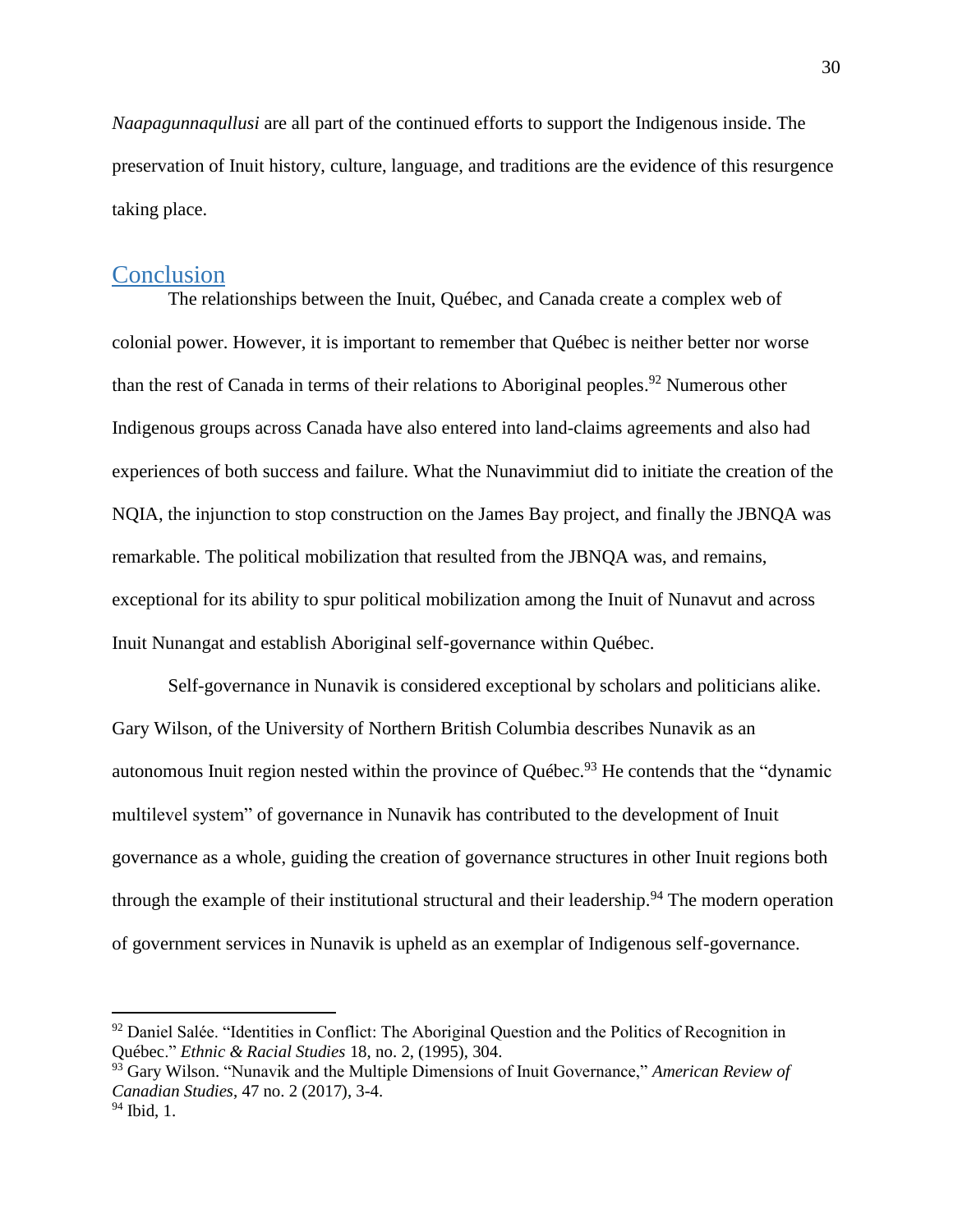*Naapagunnaqullusi* are all part of the continued efforts to support the Indigenous inside. The preservation of Inuit history, culture, language, and traditions are the evidence of this resurgence taking place.

## Conclusion

The relationships between the Inuit, Québec, and Canada create a complex web of colonial power. However, it is important to remember that Québec is neither better nor worse than the rest of Canada in terms of their relations to Aboriginal peoples.[92] Numerous other Indigenous groups across Canada have also entered into land-claims agreements and also had experiences of both success and failure. What the Nunavimmiut did to initiate the creation of the NQIA, the injunction to stop construction on the James Bay project, and finally the JBNQA was remarkable. The political mobilization that resulted from the JBNQA was, and remains, exceptional for its ability to spur political mobilization among the Inuit of Nunavut and across Inuit Nunangat and establish Aboriginal self-governance within Québec.

Self-governance in Nunavik is considered exceptional by scholars and politicians alike. Gary Wilson, of the University of Northern British Columbia describes Nunavik as an autonomous Inuit region nested within the province of Québec.[93] He contends that the "dynamic multilevel system" of governance in Nunavik has contributed to the development of Inuit governance as a whole, guiding the creation of governance structures in other Inuit regions both through the example of their institutional structural and their leadership.[94] The modern operation of government services in Nunavik is upheld as an exemplar of Indigenous self-governance.

---

[92] Daniel Salée. "Identities in Conflict: The Aboriginal Question and the Politics of Recognition in Québec." *Ethnic & Racial Studies* 18, no. 2, (1995), 304.

[93] Gary Wilson. "Nunavik and the Multiple Dimensions of Inuit Governance," *American Review of Canadian Studies*, 47 no. 2 (2017), 3-4.

[94] Ibid, 1.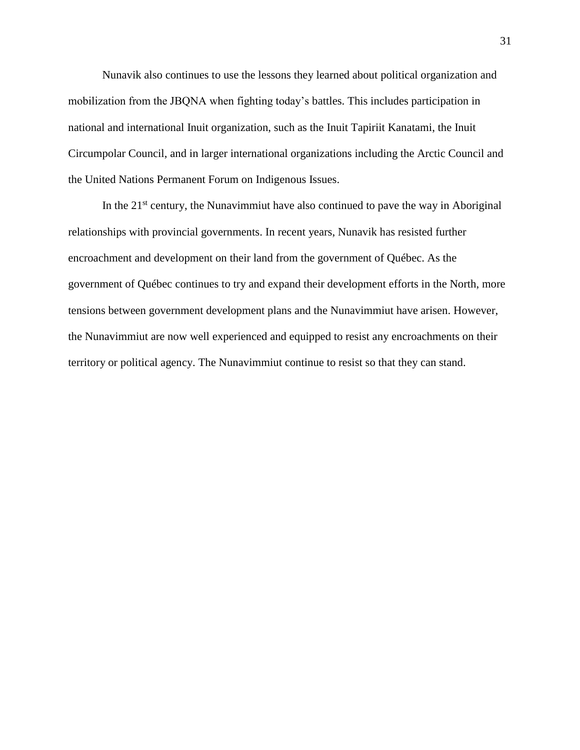Nunavik also continues to use the lessons they learned about political organization and mobilization from the JBQNA when fighting today's battles. This includes participation in national and international Inuit organization, such as the Inuit Tapiriit Kanatami, the Inuit Circumpolar Council, and in larger international organizations including the Arctic Council and the United Nations Permanent Forum on Indigenous Issues.

In the 21st century, the Nunavimmiut have also continued to pave the way in Aboriginal relationships with provincial governments. In recent years, Nunavik has resisted further encroachment and development on their land from the government of Québec. As the government of Québec continues to try and expand their development efforts in the North, more tensions between government development plans and the Nunavimmiut have arisen. However, the Nunavimmiut are now well experienced and equipped to resist any encroachments on their territory or political agency. The Nunavimmiut continue to resist so that they can stand.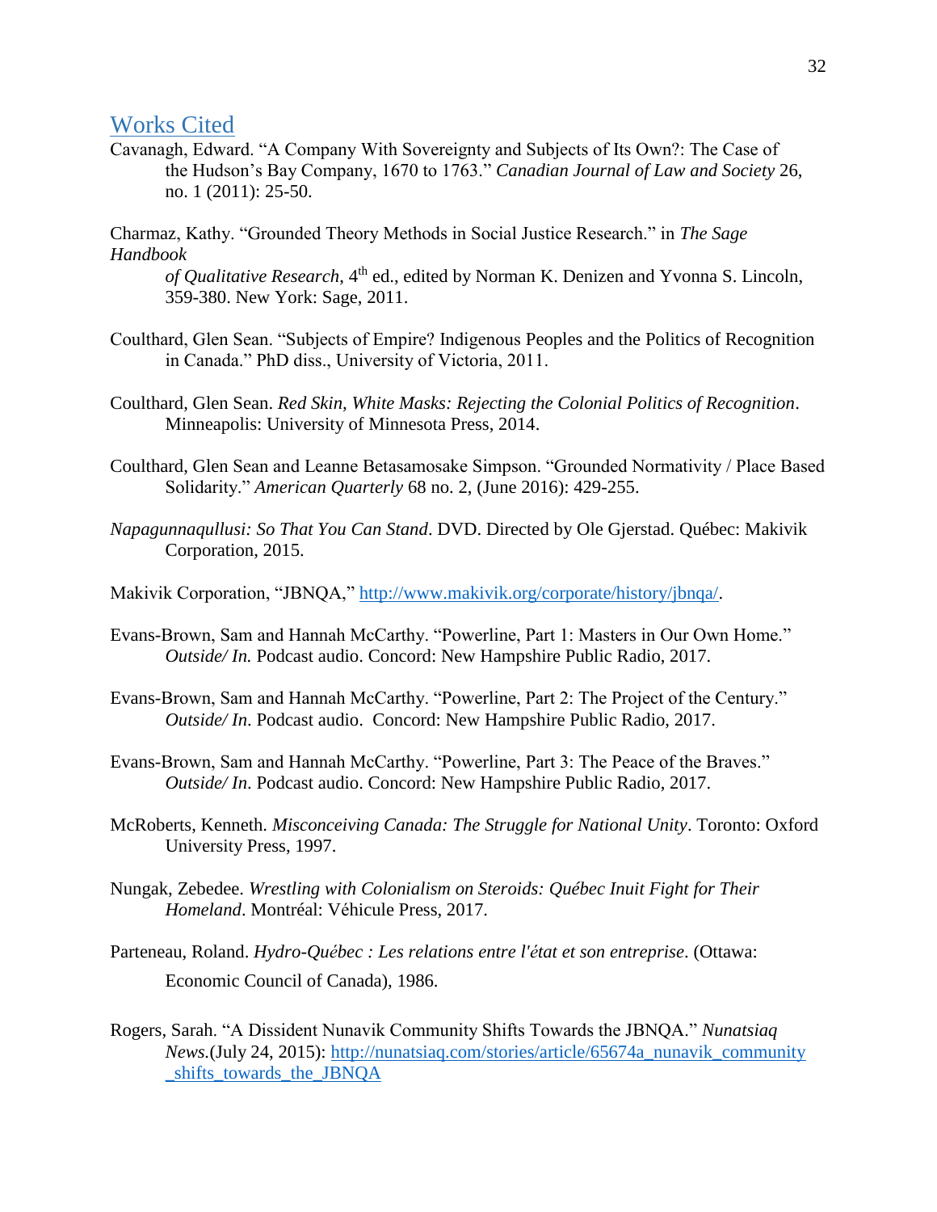## Works Cited

Cavanagh, Edward. "A Company With Sovereignty and Subjects of Its Own?: The Case of the Hudson's Bay Company, 1670 to 1763." *Canadian Journal of Law and Society* 26, no. 1 (2011): 25-50.

Charmaz, Kathy. "Grounded Theory Methods in Social Justice Research." in *The Sage Handbook of Qualitative Research*, 4th ed., edited by Norman K. Denizen and Yvonna S. Lincoln, 359-380. New York: Sage, 2011.

Coulthard, Glen Sean. "Subjects of Empire? Indigenous Peoples and the Politics of Recognition in Canada." PhD diss., University of Victoria, 2011.

Coulthard, Glen Sean. *Red Skin, White Masks: Rejecting the Colonial Politics of Recognition*. Minneapolis: University of Minnesota Press, 2014.

Coulthard, Glen Sean and Leanne Betasamosake Simpson. "Grounded Normativity / Place Based Solidarity." *American Quarterly* 68 no. 2, (June 2016): 429-255.

*Napagunnaqullusi: So That You Can Stand*. DVD. Directed by Ole Gjerstad. Québec: Makivik Corporation, 2015.

Makivik Corporation, "JBNQA," http://www.makivik.org/corporate/history/jbnqa/.

Evans-Brown, Sam and Hannah McCarthy. "Powerline, Part 1: Masters in Our Own Home." *Outside/ In.* Podcast audio. Concord: New Hampshire Public Radio, 2017.

Evans-Brown, Sam and Hannah McCarthy. "Powerline, Part 2: The Project of the Century." *Outside/ In*. Podcast audio. Concord: New Hampshire Public Radio, 2017.

Evans-Brown, Sam and Hannah McCarthy. "Powerline, Part 3: The Peace of the Braves." *Outside/ In*. Podcast audio. Concord: New Hampshire Public Radio, 2017.

McRoberts, Kenneth. *Misconceiving Canada: The Struggle for National Unity*. Toronto: Oxford University Press, 1997.

Nungak, Zebedee. *Wrestling with Colonialism on Steroids: Québec Inuit Fight for Their Homeland*. Montréal: Véhicule Press, 2017.

Parteneau, Roland. *Hydro-Québec : Les relations entre l'état et son entreprise*. (Ottawa: Economic Council of Canada), 1986.

Rogers, Sarah. "A Dissident Nunavik Community Shifts Towards the JBNQA." *Nunatsiaq News*.(July 24, 2015): http://nunatsiaq.com/stories/article/65674a_nunavik_community_shifts_towards_the_JBNQA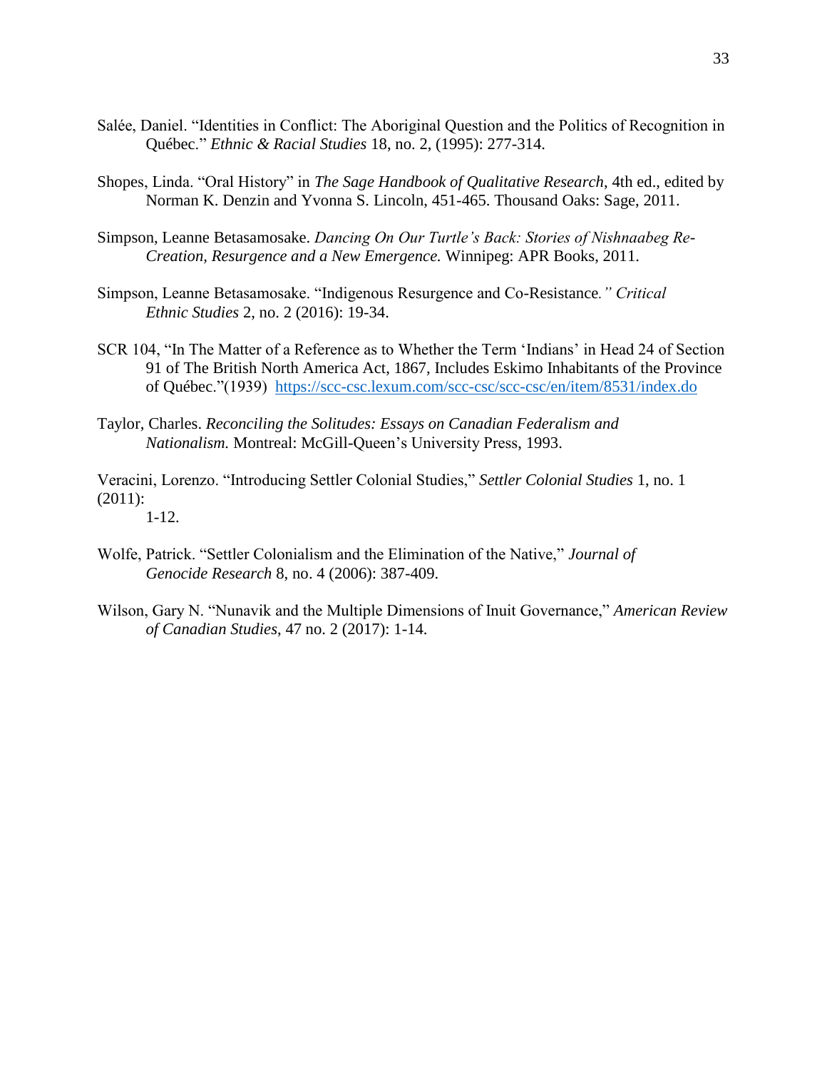Salée, Daniel. "Identities in Conflict: The Aboriginal Question and the Politics of Recognition in Québec." *Ethnic & Racial Studies* 18, no. 2, (1995): 277-314.

Shopes, Linda. "Oral History" in *The Sage Handbook of Qualitative Research*, 4th ed., edited by Norman K. Denzin and Yvonna S. Lincoln, 451-465. Thousand Oaks: Sage, 2011.

Simpson, Leanne Betasamosake. *Dancing On Our Turtle's Back: Stories of Nishnaabeg Re-Creation, Resurgence and a New Emergence.* Winnipeg: APR Books, 2011.

Simpson, Leanne Betasamosake. "Indigenous Resurgence and Co-Resistance*." Critical Ethnic Studies* 2, no. 2 (2016): 19-34.

SCR 104, "In The Matter of a Reference as to Whether the Term 'Indians' in Head 24 of Section 91 of The British North America Act, 1867, Includes Eskimo Inhabitants of the Province of Québec."(1939) https://scc-csc.lexum.com/scc-csc/scc-csc/en/item/8531/index.do

Taylor, Charles. *Reconciling the Solitudes: Essays on Canadian Federalism and Nationalism.* Montreal: McGill-Queen's University Press, 1993.

Veracini, Lorenzo. "Introducing Settler Colonial Studies," *Settler Colonial Studies* 1, no. 1 (2011):
1-12.

Wolfe, Patrick. "Settler Colonialism and the Elimination of the Native," *Journal of Genocide Research* 8, no. 4 (2006): 387-409.

Wilson, Gary N. "Nunavik and the Multiple Dimensions of Inuit Governance," *American Review of Canadian Studies*, 47 no. 2 (2017): 1-14.